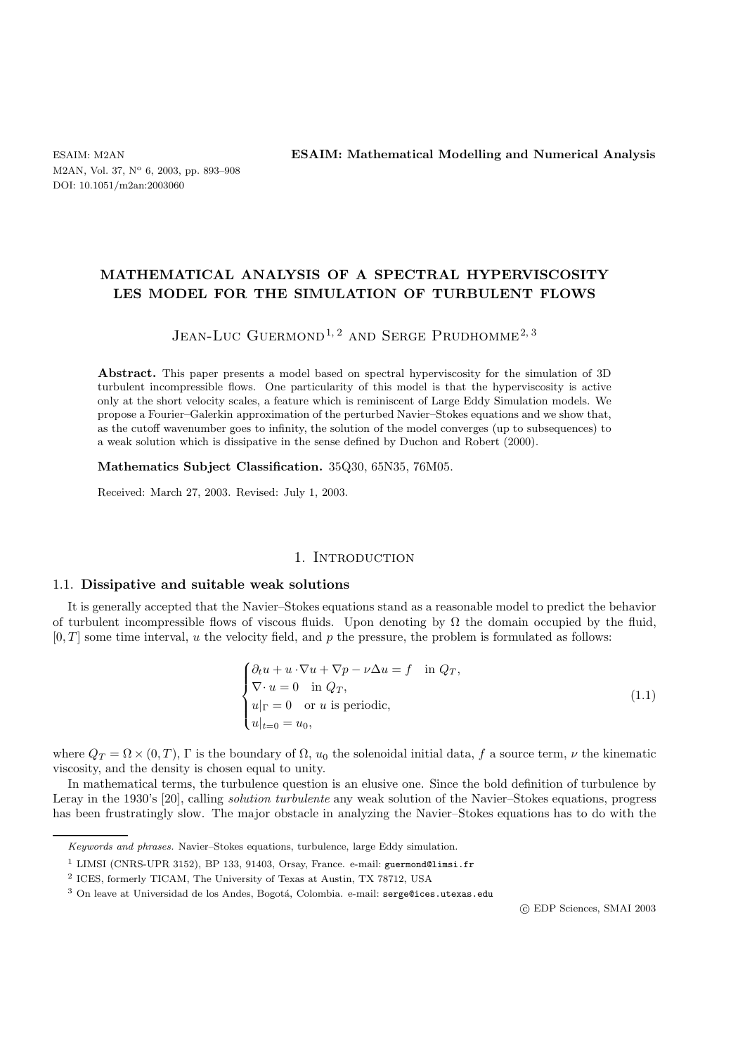# MATHEMATICAL ANALYSIS OF A SPECTRAL HYPERVISCOSITY LES MODEL FOR THE SIMULATION OF TURBULENT FLOWS

Jean-Luc Guermond[1,2] and Serge Prudhomme[2,3]

**Abstract.** This paper presents a model based on spectral hyperviscosity for the simulation of 3D turbulent incompressible flows. One particularity of this model is that the hyperviscosity is active only at the short velocity scales, a feature which is reminiscent of Large Eddy Simulation models. We propose a Fourier–Galerkin approximation of the perturbed Navier–Stokes equations and we show that, as the cutoff wavenumber goes to infinity, the solution of the model converges (up to subsequences) to a weak solution which is dissipative in the sense defined by Duchon and Robert (2000).

**Mathematics Subject Classification.** 35Q30, 65N35, 76M05.

Received: March 27, 2003. Revised: July 1, 2003.

## 1. Introduction

### 1.1. Dissipative and suitable weak solutions

It is generally accepted that the Navier–Stokes equations stand as a reasonable model to predict the behavior of turbulent incompressible flows of viscous fluids. Upon denoting by $\Omega$ the domain occupied by the fluid, $[0, T]$ some time interval, $u$ the velocity field, and $p$ the pressure, the problem is formulated as follows:

$$
\begin{cases}
\partial_t u + u \cdot \nabla u + \nabla p - \nu \Delta u = f \quad \text{in } Q_T,\\
\nabla \cdot u = 0 \quad \text{in } Q_T,\\
u|_\Gamma = 0 \quad \text{or } u \text{ is periodic},\\
u|_{t=0} = u_0,
\end{cases}
\tag{1.1}
$$

where $Q_T = \Omega \times (0, T)$, $\Gamma$ is the boundary of $\Omega$, $u_0$ the solenoidal initial data, $f$ a source term, $\nu$ the kinematic viscosity, and the density is chosen equal to unity.

In mathematical terms, the turbulence question is an elusive one. Since the bold definition of turbulence by Leray in the 1930's [20], calling *solution turbulente* any weak solution of the Navier–Stokes equations, progress has been frustratingly slow. The major obstacle in analyzing the Navier–Stokes equations has to do with the

*Keywords and phrases.* Navier–Stokes equations, turbulence, large Eddy simulation.

[1] LIMSI (CNRS-UPR 3152), BP 133, 91403, Orsay, France. e-mail: guermond@limsi.fr

[2] ICES, formerly TICAM, The University of Texas at Austin, TX 78712, USA

[3] On leave at Universidad de los Andes, Bogotá, Colombia. e-mail: serge@ices.utexas.edu

© EDP Sciences, SMAI 2003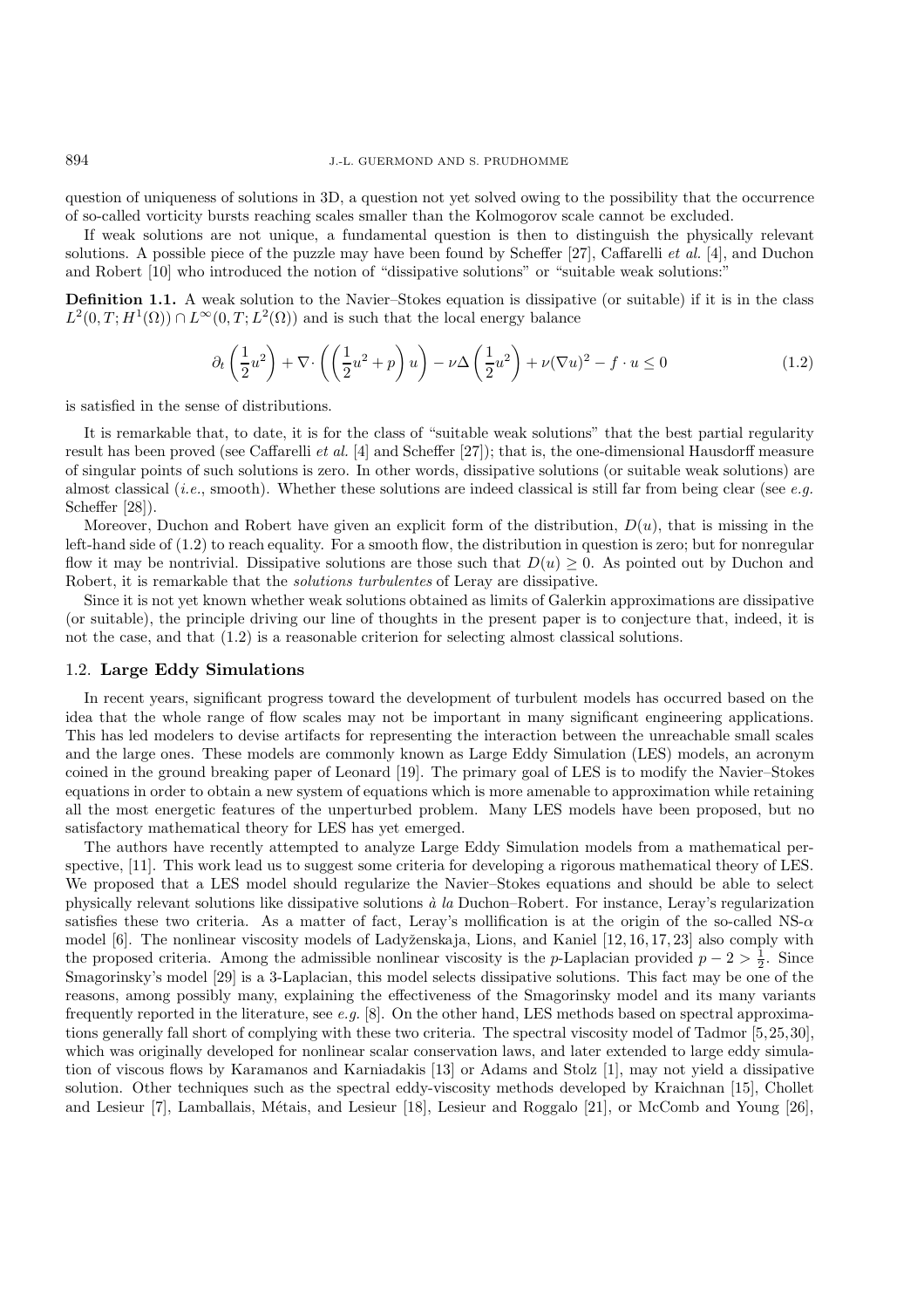question of uniqueness of solutions in 3D, a question not yet solved owing to the possibility that the occurrence of so-called vorticity bursts reaching scales smaller than the Kolmogorov scale cannot be excluded.

If weak solutions are not unique, a fundamental question is then to distinguish the physically relevant solutions. A possible piece of the puzzle may have been found by Scheffer [27], Caffarelli *et al.* [4], and Duchon and Robert [10] who introduced the notion of "dissipative solutions" or "suitable weak solutions:"

**Definition 1.1.** A weak solution to the Navier–Stokes equation is dissipative (or suitable) if it is in the class $L^2(0,T;H^1(\Omega)) \cap L^\infty(0,T;L^2(\Omega))$ and is such that the local energy balance

$$\partial_t \left(\frac{1}{2}u^2\right) + \nabla\cdot \left(\left(\frac{1}{2}u^2 + p\right)u\right) - \nu\Delta\left(\frac{1}{2}u^2\right) + \nu(\nabla u)^2 - f\cdot u \leq 0 \tag{1.2}$$

is satisfied in the sense of distributions.

It is remarkable that, to date, it is for the class of "suitable weak solutions" that the best partial regularity result has been proved (see Caffarelli *et al.* [4] and Scheffer [27]); that is, the one-dimensional Hausdorff measure of singular points of such solutions is zero. In other words, dissipative solutions (or suitable weak solutions) are almost classical (*i.e.*, smooth). Whether these solutions are indeed classical is still far from being clear (see *e.g.* Scheffer [28]).

Moreover, Duchon and Robert have given an explicit form of the distribution, $D(u)$, that is missing in the left-hand side of (1.2) to reach equality. For a smooth flow, the distribution in question is zero; but for nonregular flow it may be nontrivial. Dissipative solutions are those such that $D(u) \geq 0$. As pointed out by Duchon and Robert, it is remarkable that the *solutions turbulentes* of Leray are dissipative.

Since it is not yet known whether weak solutions obtained as limits of Galerkin approximations are dissipative (or suitable), the principle driving our line of thoughts in the present paper is to conjecture that, indeed, it is not the case, and that (1.2) is a reasonable criterion for selecting almost classical solutions.

### 1.2. Large Eddy Simulations

In recent years, significant progress toward the development of turbulent models has occurred based on the idea that the whole range of flow scales may not be important in many significant engineering applications. This has led modelers to devise artifacts for representing the interaction between the unreachable small scales and the large ones. These models are commonly known as Large Eddy Simulation (LES) models, an acronym coined in the ground breaking paper of Leonard [19]. The primary goal of LES is to modify the Navier–Stokes equations in order to obtain a new system of equations which is more amenable to approximation while retaining all the most energetic features of the unperturbed problem. Many LES models have been proposed, but no satisfactory mathematical theory for LES has yet emerged.

The authors have recently attempted to analyze Large Eddy Simulation models from a mathematical perspective, [11]. This work lead us to suggest some criteria for developing a rigorous mathematical theory of LES. We proposed that a LES model should regularize the Navier–Stokes equations and should be able to select physically relevant solutions like dissipative solutions *à la* Duchon–Robert. For instance, Leray's regularization satisfies these two criteria. As a matter of fact, Leray's mollification is at the origin of the so-called NS-$\alpha$ model [6]. The nonlinear viscosity models of Ladyženskaja, Lions, and Kaniel [12, 16, 17, 23] also comply with the proposed criteria. Among the admissible nonlinear viscosity is the $p$-Laplacian provided $p - 2 > \frac{1}{2}$. Since Smagorinsky's model [29] is a 3-Laplacian, this model selects dissipative solutions. This fact may be one of the reasons, among possibly many, explaining the effectiveness of the Smagorinsky model and its many variants frequently reported in the literature, see *e.g.* [8]. On the other hand, LES methods based on spectral approximations generally fall short of complying with these two criteria. The spectral viscosity model of Tadmor [5, 25, 30], which was originally developed for nonlinear scalar conservation laws, and later extended to large eddy simulation of viscous flows by Karamanos and Karniadakis [13] or Adams and Stolz [1], may not yield a dissipative solution. Other techniques such as the spectral eddy-viscosity methods developed by Kraichnan [15], Chollet and Lesieur [7], Lamballais, Métais, and Lesieur [18], Lesieur and Roggalo [21], or McComb and Young [26],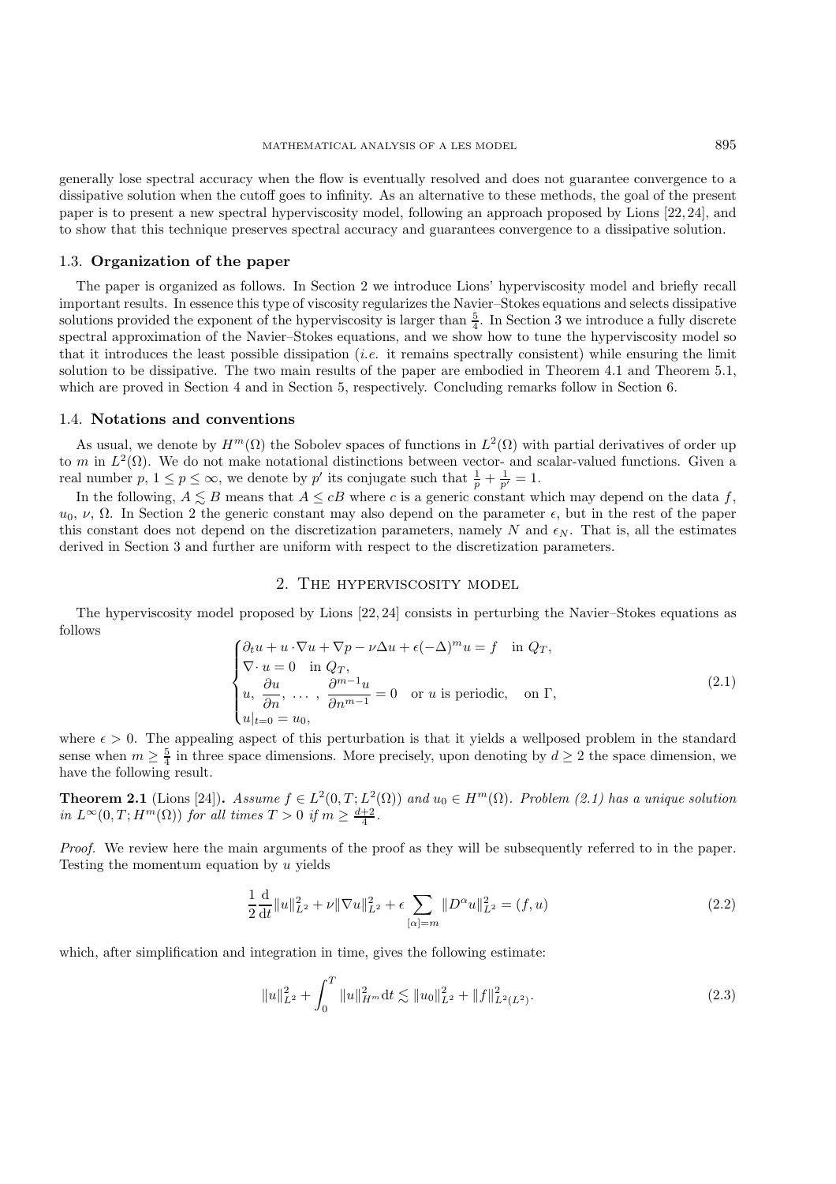generally lose spectral accuracy when the flow is eventually resolved and does not guarantee convergence to a dissipative solution when the cutoff goes to infinity. As an alternative to these methods, the goal of the present paper is to present a new spectral hyperviscosity model, following an approach proposed by Lions [22, 24], and to show that this technique preserves spectral accuracy and guarantees convergence to a dissipative solution.

### 1.3. Organization of the paper

The paper is organized as follows. In Section 2 we introduce Lions' hyperviscosity model and briefly recall important results. In essence this type of viscosity regularizes the Navier–Stokes equations and selects dissipative solutions provided the exponent of the hyperviscosity is larger than $\frac{5}{4}$. In Section 3 we introduce a fully discrete spectral approximation of the Navier–Stokes equations, and we show how to tune the hyperviscosity model so that it introduces the least possible dissipation (*i.e.* it remains spectrally consistent) while ensuring the limit solution to be dissipative. The two main results of the paper are embodied in Theorem 4.1 and Theorem 5.1, which are proved in Section 4 and in Section 5, respectively. Concluding remarks follow in Section 6.

### 1.4. Notations and conventions

As usual, we denote by $H^m(\Omega)$ the Sobolev spaces of functions in $L^2(\Omega)$ with partial derivatives of order up to $m$ in $L^2(\Omega)$. We do not make notational distinctions between vector- and scalar-valued functions. Given a real number $p$, $1 \le p \le \infty$, we denote by $p'$ its conjugate such that $\frac{1}{p} + \frac{1}{p'} = 1$.

In the following, $A \lesssim B$ means that $A \le cB$ where $c$ is a generic constant which may depend on the data $f$, $u_0$, $\nu$, $\Omega$. In Section 2 the generic constant may also depend on the parameter $\epsilon$, but in the rest of the paper this constant does not depend on the discretization parameters, namely $N$ and $\epsilon_N$. That is, all the estimates derived in Section 3 and further are uniform with respect to the discretization parameters.

## 2. The hyperviscosity model

The hyperviscosity model proposed by Lions [22, 24] consists in perturbing the Navier–Stokes equations as follows

$$
\begin{cases}
\partial_t u + u \cdot \nabla u + \nabla p - \nu \Delta u + \epsilon(-\Delta)^m u = f & \text{in } Q_T, \\
\nabla \cdot u = 0 \quad \text{in } Q_T, \\
u, \ \dfrac{\partial u}{\partial n}, \ \dots \ , \ \dfrac{\partial^{m-1} u}{\partial n^{m-1}} = 0 \quad \text{or } u \text{ is periodic}, & \text{on } \Gamma, \\
u|_{t=0} = u_0,
\end{cases}
\tag{2.1}
$$

where $\epsilon > 0$. The appealing aspect of this perturbation is that it yields a wellposed problem in the standard sense when $m \ge \frac{5}{4}$ in three space dimensions. More precisely, upon denoting by $d \ge 2$ the space dimension, we have the following result.

**Theorem 2.1** (Lions [24])**.** *Assume $f \in L^2(0, T; L^2(\Omega))$ and $u_0 \in H^m(\Omega)$. Problem (2.1) has a unique solution in $L^\infty(0, T; H^m(\Omega))$ for all times $T > 0$ if $m \ge \frac{d+2}{4}$.*

*Proof.* We review here the main arguments of the proof as they will be subsequently referred to in the paper. Testing the momentum equation by $u$ yields

$$
\frac{1}{2} \frac{\mathrm{d}}{\mathrm{d}t} \|u\|_{L^2}^2 + \nu \|\nabla u\|_{L^2}^2 + \epsilon \sum_{[\alpha] = m} \|D^\alpha u\|_{L^2}^2 = (f, u)
\tag{2.2}
$$

which, after simplification and integration in time, gives the following estimate:

$$
\|u\|_{L^2}^2 + \int_0^T \|u\|_{H^m}^2 \mathrm{d}t \lesssim \|u_0\|_{L^2}^2 + \|f\|_{L^2(L^2)}^2.
\tag{2.3}
$$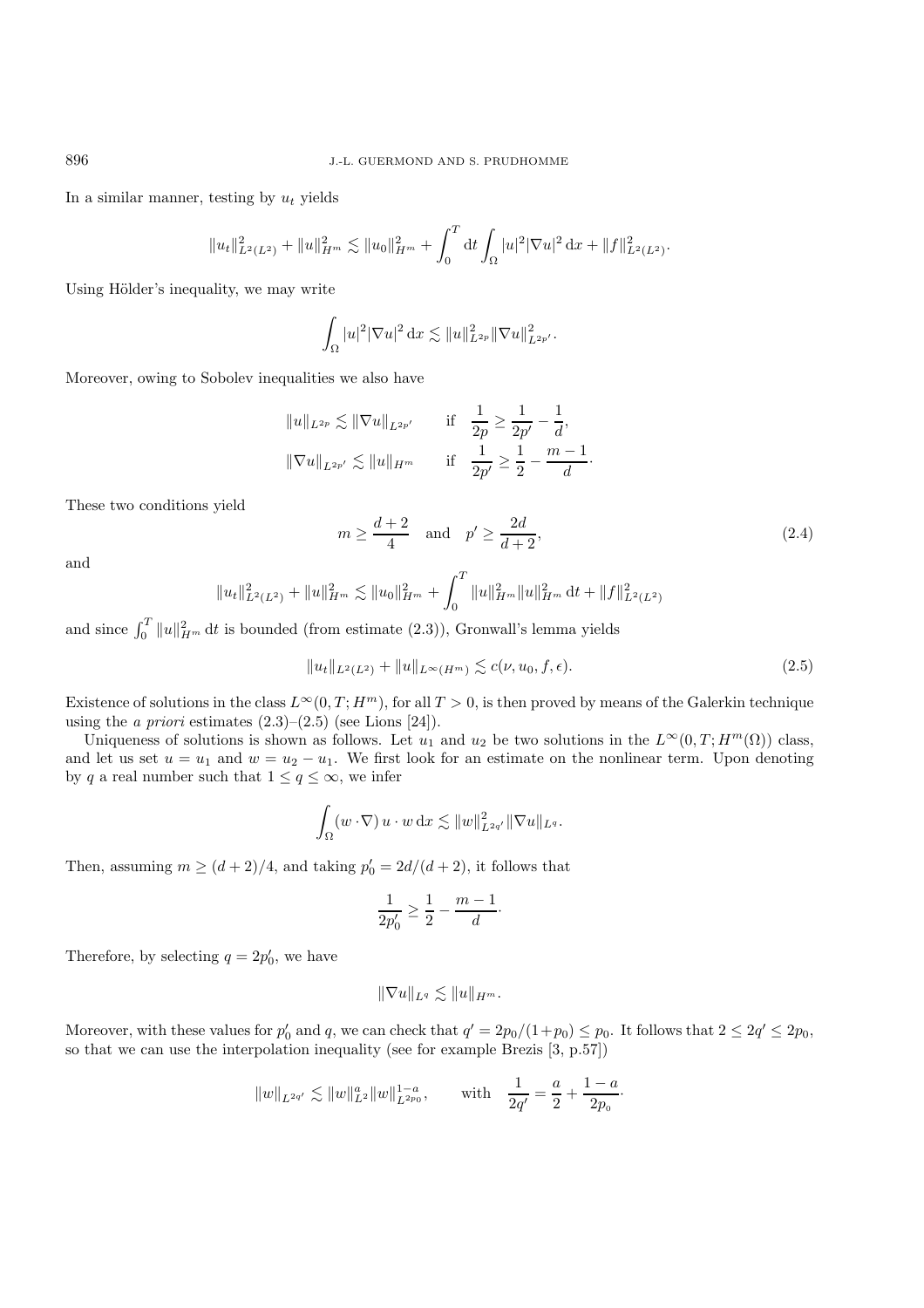In a similar manner, testing by $u_t$ yields

$$\|u_t\|_{L^2(L^2)}^2 + \|u\|_{H^m}^2 \lesssim \|u_0\|_{H^m}^2 + \int_0^T \mathrm{d}t \int_\Omega |u|^2 |\nabla u|^2 \,\mathrm{d}x + \|f\|_{L^2(L^2)}^2.$$

Using Hölder's inequality, we may write

$$\int_\Omega |u|^2 |\nabla u|^2 \,\mathrm{d}x \lesssim \|u\|_{L^{2p}}^2 \|\nabla u\|_{L^{2p'}}^2.$$

Moreover, owing to Sobolev inequalities we also have

$$\|u\|_{L^{2p}} \lesssim \|\nabla u\|_{L^{2p'}} \qquad \text{if} \quad \frac{1}{2p} \geq \frac{1}{2p'} - \frac{1}{d},$$

$$\|\nabla u\|_{L^{2p'}} \lesssim \|u\|_{H^m} \qquad \text{if} \quad \frac{1}{2p'} \geq \frac{1}{2} - \frac{m-1}{d}\cdot$$

These two conditions yield

$$m \geq \frac{d+2}{4} \quad \text{and} \quad p' \geq \frac{2d}{d+2}, \tag{2.4}$$

and

$$\|u_t\|_{L^2(L^2)}^2 + \|u\|_{H^m}^2 \lesssim \|u_0\|_{H^m}^2 + \int_0^T \|u\|_{H^m}^2 \|u\|_{H^m}^2 \,\mathrm{d}t + \|f\|_{L^2(L^2)}^2$$

and since $\int_0^T \|u\|_{H^m}^2 \,\mathrm{d}t$ is bounded (from estimate (2.3)), Gronwall's lemma yields

$$\|u_t\|_{L^2(L^2)} + \|u\|_{L^\infty(H^m)} \lesssim c(\nu, u_0, f, \epsilon). \tag{2.5}$$

Existence of solutions in the class $L^\infty(0,T;H^m)$, for all $T > 0$, is then proved by means of the Galerkin technique using the *a priori* estimates (2.3)–(2.5) (see Lions [24]).

Uniqueness of solutions is shown as follows. Let $u_1$ and $u_2$ be two solutions in the $L^\infty(0,T;H^m(\Omega))$ class, and let us set $u = u_1$ and $w = u_2 - u_1$. We first look for an estimate on the nonlinear term. Upon denoting by $q$ a real number such that $1 \leq q \leq \infty$, we infer

$$\int_\Omega (w \cdot \nabla)\, u \cdot w \,\mathrm{d}x \lesssim \|w\|_{L^{2q'}}^2 \|\nabla u\|_{L^q}.$$

Then, assuming $m \geq (d+2)/4$, and taking $p'_0 = 2d/(d+2)$, it follows that

$$\frac{1}{2p'_0} \geq \frac{1}{2} - \frac{m-1}{d}\cdot$$

Therefore, by selecting $q = 2p'_0$, we have

$$\|\nabla u\|_{L^q} \lesssim \|u\|_{H^m}.$$

Moreover, with these values for $p'_0$ and $q$, we can check that $q' = 2p_0/(1+p_0) \leq p_0$. It follows that $2 \leq 2q' \leq 2p_0$, so that we can use the interpolation inequality (see for example Brezis [3, p.57])

$$\|w\|_{L^{2q'}} \lesssim \|w\|_{L^2}^a \|w\|_{L^{2p_0}}^{1-a}, \qquad \text{with} \quad \frac{1}{2q'} = \frac{a}{2} + \frac{1-a}{2p_0}\cdot$$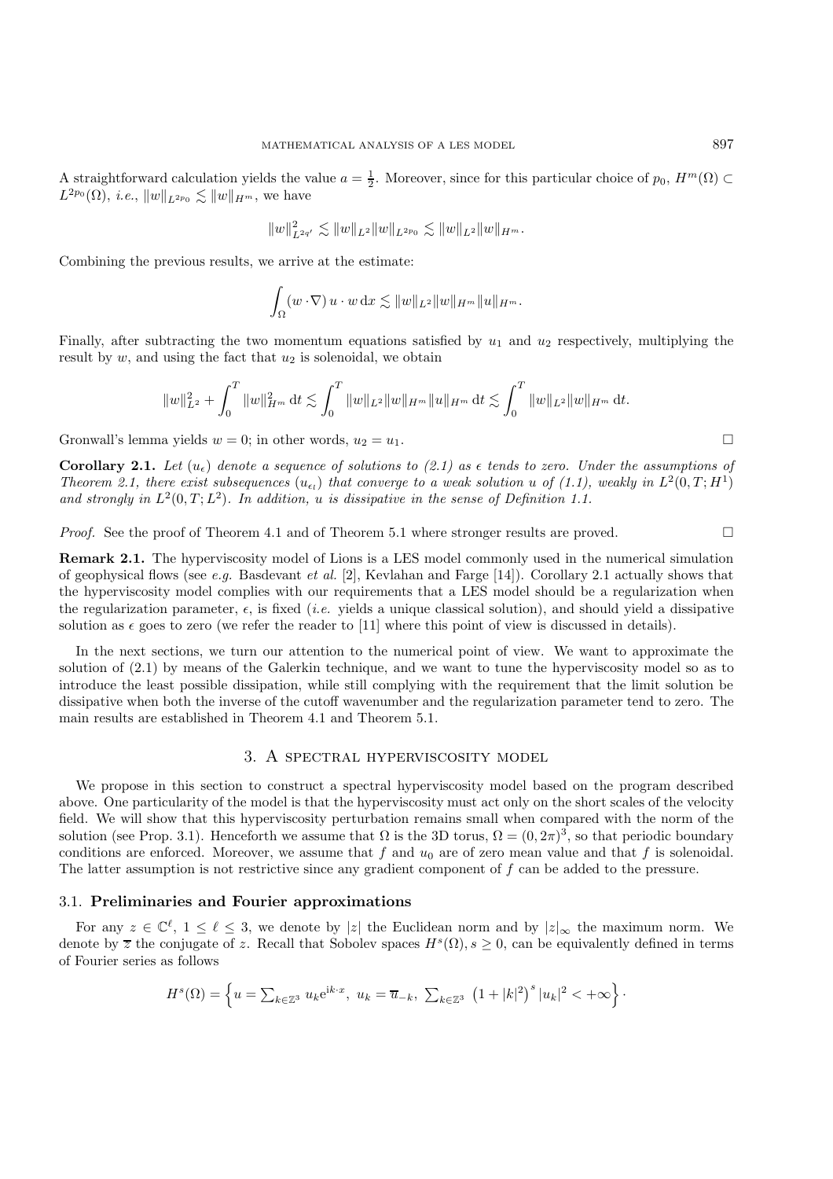A straightforward calculation yields the value $a = \frac{1}{2}$. Moreover, since for this particular choice of $p_0$, $H^m(\Omega) \subset L^{2p_0}(\Omega)$, *i.e.*, $\|w\|_{L^{2p_0}} \lesssim \|w\|_{H^m}$, we have

$$\|w\|_{L^{2q'}}^2 \lesssim \|w\|_{L^2} \|w\|_{L^{2p_0}} \lesssim \|w\|_{L^2} \|w\|_{H^m}.$$

Combining the previous results, we arrive at the estimate:

$$\int_\Omega (w \cdot \nabla) \, u \cdot w \, \mathrm{d}x \lesssim \|w\|_{L^2} \|w\|_{H^m} \|u\|_{H^m}.$$

Finally, after subtracting the two momentum equations satisfied by $u_1$ and $u_2$ respectively, multiplying the result by $w$, and using the fact that $u_2$ is solenoidal, we obtain

$$\|w\|_{L^2}^2 + \int_0^T \|w\|_{H^m}^2 \, \mathrm{d}t \lesssim \int_0^T \|w\|_{L^2} \|w\|_{H^m} \|u\|_{H^m} \, \mathrm{d}t \lesssim \int_0^T \|w\|_{L^2} \|w\|_{H^m} \, \mathrm{d}t.$$

Gronwall's lemma yields $w = 0$; in other words, $u_2 = u_1$. $\square$

**Corollary 2.1.** *Let $(u_\epsilon)$ denote a sequence of solutions to (2.1) as $\epsilon$ tends to zero. Under the assumptions of Theorem 2.1, there exist subsequences $(u_{\epsilon_l})$ that converge to a weak solution $u$ of (1.1), weakly in $L^2(0,T;H^1)$ and strongly in $L^2(0,T;L^2)$. In addition, $u$ is dissipative in the sense of Definition 1.1.*

*Proof.* See the proof of Theorem 4.1 and of Theorem 5.1 where stronger results are proved. $\square$

**Remark 2.1.** The hyperviscosity model of Lions is a LES model commonly used in the numerical simulation of geophysical flows (see *e.g.* Basdevant *et al.* [2], Kevlahan and Farge [14]). Corollary 2.1 actually shows that the hyperviscosity model complies with our requirements that a LES model should be a regularization when the regularization parameter, $\epsilon$, is fixed (*i.e.* yields a unique classical solution), and should yield a dissipative solution as $\epsilon$ goes to zero (we refer the reader to [11] where this point of view is discussed in details).

In the next sections, we turn our attention to the numerical point of view. We want to approximate the solution of (2.1) by means of the Galerkin technique, and we want to tune the hyperviscosity model so as to introduce the least possible dissipation, while still complying with the requirement that the limit solution be dissipative when both the inverse of the cutoff wavenumber and the regularization parameter tend to zero. The main results are established in Theorem 4.1 and Theorem 5.1.

## 3. A spectral hyperviscosity model

We propose in this section to construct a spectral hyperviscosity model based on the program described above. One particularity of the model is that the hyperviscosity must act only on the short scales of the velocity field. We will show that this hyperviscosity perturbation remains small when compared with the norm of the solution (see Prop. 3.1). Henceforth we assume that $\Omega$ is the 3D torus, $\Omega = (0, 2\pi)^3$, so that periodic boundary conditions are enforced. Moreover, we assume that $f$ and $u_0$ are of zero mean value and that $f$ is solenoidal. The latter assumption is not restrictive since any gradient component of $f$ can be added to the pressure.

### 3.1. Preliminaries and Fourier approximations

For any $z \in \mathbb{C}^\ell$, $1 \le \ell \le 3$, we denote by $|z|$ the Euclidean norm and by $|z|_\infty$ the maximum norm. We denote by $\overline{z}$ the conjugate of $z$. Recall that Sobolev spaces $H^s(\Omega), s \ge 0$, can be equivalently defined in terms of Fourier series as follows

$$H^s(\Omega) = \left\{ u = \textstyle\sum_{k \in \mathbb{Z}^3} u_k \mathrm{e}^{\mathrm{i}k \cdot x}, \ u_k = \overline{u}_{-k}, \ \textstyle\sum_{k \in \mathbb{Z}^3} \left(1 + |k|^2\right)^s |u_k|^2 < +\infty \right\} \cdot$$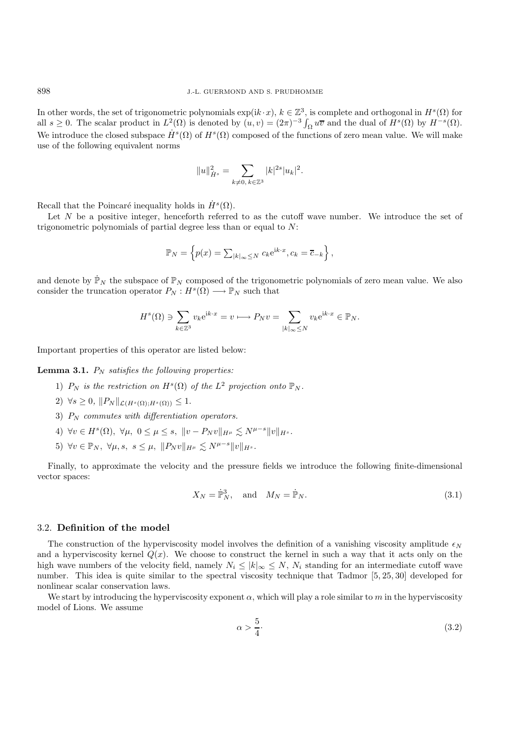In other words, the set of trigonometric polynomials $\exp(\mathrm{i}k\cdot x)$, $k \in \mathbb{Z}^3$, is complete and orthogonal in $H^s(\Omega)$ for all $s \geq 0$. The scalar product in $L^2(\Omega)$ is denoted by $(u, v) = (2\pi)^{-3}\int_\Omega u\overline{v}$ and the dual of $H^s(\Omega)$ by $H^{-s}(\Omega)$. We introduce the closed subspace $\dot{H}^s(\Omega)$ of $H^s(\Omega)$ composed of the functions of zero mean value. We will make use of the following equivalent norms

$$\|u\|^2_{\dot{H}^s} = \sum_{k\neq 0,\, k\in\mathbb{Z}^3} |k|^{2s}|u_k|^2.$$

Recall that the Poincaré inequality holds in $\dot{H}^s(\Omega)$.

Let $N$ be a positive integer, henceforth referred to as the cutoff wave number. We introduce the set of trigonometric polynomials of partial degree less than or equal to $N$:

$$\mathbb{P}_N = \left\{ p(x) = \textstyle\sum_{|k|_\infty \leq N} c_k \mathrm{e}^{\mathrm{i}k\cdot x}, c_k = \overline{c}_{-k} \right\},$$

and denote by $\dot{\mathbb{P}}_N$ the subspace of $\mathbb{P}_N$ composed of the trigonometric polynomials of zero mean value. We also consider the truncation operator $P_N : H^s(\Omega) \longrightarrow \mathbb{P}_N$ such that

$$H^s(\Omega) \ni \sum_{k\in\mathbb{Z}^3} v_k \mathrm{e}^{\mathrm{i}k\cdot x} = v \longmapsto P_N v = \sum_{|k|_\infty \leq N} v_k \mathrm{e}^{\mathrm{i}k\cdot x} \in \mathbb{P}_N.$$

Important properties of this operator are listed below:

**Lemma 3.1.** *$P_N$ satisfies the following properties:*

1) *$P_N$ is the restriction on $H^s(\Omega)$ of the $L^2$ projection onto $\mathbb{P}_N$.*
2) $\forall s \geq 0$, $\|P_N\|_{\mathcal{L}(H^s(\Omega);H^s(\Omega))} \leq 1$.
3) *$P_N$ commutes with differentiation operators.*
4) $\forall v \in H^s(\Omega)$, $\forall \mu$, $0 \leq \mu \leq s$, $\|v - P_N v\|_{H^\mu} \lesssim N^{\mu-s}\|v\|_{H^s}$.
5) $\forall v \in \mathbb{P}_N$, $\forall \mu, s$, $s \leq \mu$, $\|P_N v\|_{H^\mu} \lesssim N^{\mu-s}\|v\|_{H^s}$.

Finally, to approximate the velocity and the pressure fields we introduce the following finite-dimensional vector spaces:

$$X_N = \dot{\mathbb{P}}_N^3, \quad \text{and} \quad M_N = \dot{\mathbb{P}}_N. \tag{3.1}$$

### 3.2. Definition of the model

The construction of the hyperviscosity model involves the definition of a vanishing viscosity amplitude $\epsilon_N$ and a hyperviscosity kernel $Q(x)$. We choose to construct the kernel in such a way that it acts only on the high wave numbers of the velocity field, namely $N_i \leq |k|_\infty \leq N$, $N_i$ standing for an intermediate cutoff wave number. This idea is quite similar to the spectral viscosity technique that Tadmor [5, 25, 30] developed for nonlinear scalar conservation laws.

We start by introducing the hyperviscosity exponent $\alpha$, which will play a role similar to $m$ in the hyperviscosity model of Lions. We assume

$$\alpha > \frac{5}{4}\cdot \tag{3.2}$$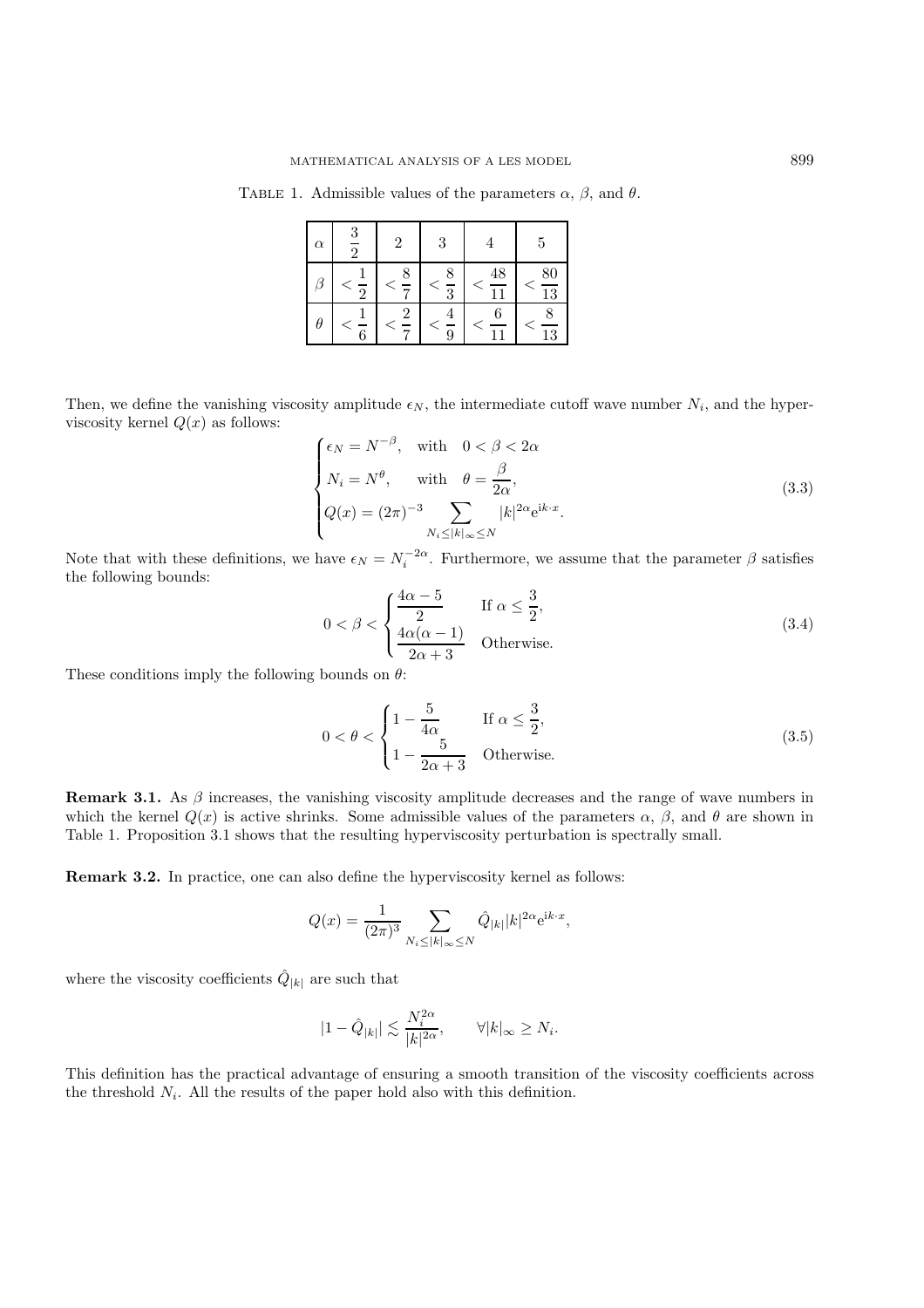Table 1. Admissible values of the parameters $\alpha$, $\beta$, and $\theta$.

| $\alpha$ | $\frac{3}{2}$ | $2$ | $3$ | $4$ | $5$ |
|---|---|---|---|---|---|
| $\beta$ | $< \frac{1}{2}$ | $< \frac{8}{7}$ | $< \frac{8}{3}$ | $< \frac{48}{11}$ | $< \frac{80}{13}$ |
| $\theta$ | $< \frac{1}{6}$ | $< \frac{2}{7}$ | $< \frac{4}{9}$ | $< \frac{6}{11}$ | $< \frac{8}{13}$ |

Then, we define the vanishing viscosity amplitude $\epsilon_N$, the intermediate cutoff wave number $N_i$, and the hyperviscosity kernel $Q(x)$ as follows:

$$
\begin{cases}
\epsilon_N = N^{-\beta}, & \text{with} \quad 0 < \beta < 2\alpha \\
N_i = N^{\theta}, & \text{with} \quad \theta = \dfrac{\beta}{2\alpha}, \\
Q(x) = (2\pi)^{-3} \displaystyle\sum_{N_i \leq |k|_\infty \leq N} |k|^{2\alpha} \mathrm{e}^{\mathrm{i}k\cdot x}. &
\end{cases}
\tag{3.3}
$$

Note that with these definitions, we have $\epsilon_N = N_i^{-2\alpha}$. Furthermore, we assume that the parameter $\beta$ satisfies the following bounds:

$$
0 < \beta < \begin{cases}
\dfrac{4\alpha - 5}{2} & \text{If } \alpha \leq \dfrac{3}{2}, \\
\dfrac{4\alpha(\alpha - 1)}{2\alpha + 3} & \text{Otherwise.}
\end{cases}
\tag{3.4}
$$

These conditions imply the following bounds on $\theta$:

$$
0 < \theta < \begin{cases}
1 - \dfrac{5}{4\alpha} & \text{If } \alpha \leq \dfrac{3}{2}, \\
1 - \dfrac{5}{2\alpha + 3} & \text{Otherwise.}
\end{cases}
\tag{3.5}
$$

**Remark 3.1.** As $\beta$ increases, the vanishing viscosity amplitude decreases and the range of wave numbers in which the kernel $Q(x)$ is active shrinks. Some admissible values of the parameters $\alpha$, $\beta$, and $\theta$ are shown in Table 1. Proposition 3.1 shows that the resulting hyperviscosity perturbation is spectrally small.

**Remark 3.2.** In practice, one can also define the hyperviscosity kernel as follows:

$$
Q(x) = \frac{1}{(2\pi)^3} \sum_{N_i \leq |k|_\infty \leq N} \hat{Q}_{|k|} |k|^{2\alpha} \mathrm{e}^{\mathrm{i}k\cdot x},
$$

where the viscosity coefficients $\hat{Q}_{|k|}$ are such that

$$
|1 - \hat{Q}_{|k|}| \lesssim \frac{N_i^{2\alpha}}{|k|^{2\alpha}}, \qquad \forall |k|_\infty \geq N_i.
$$

This definition has the practical advantage of ensuring a smooth transition of the viscosity coefficients across the threshold $N_i$. All the results of the paper hold also with this definition.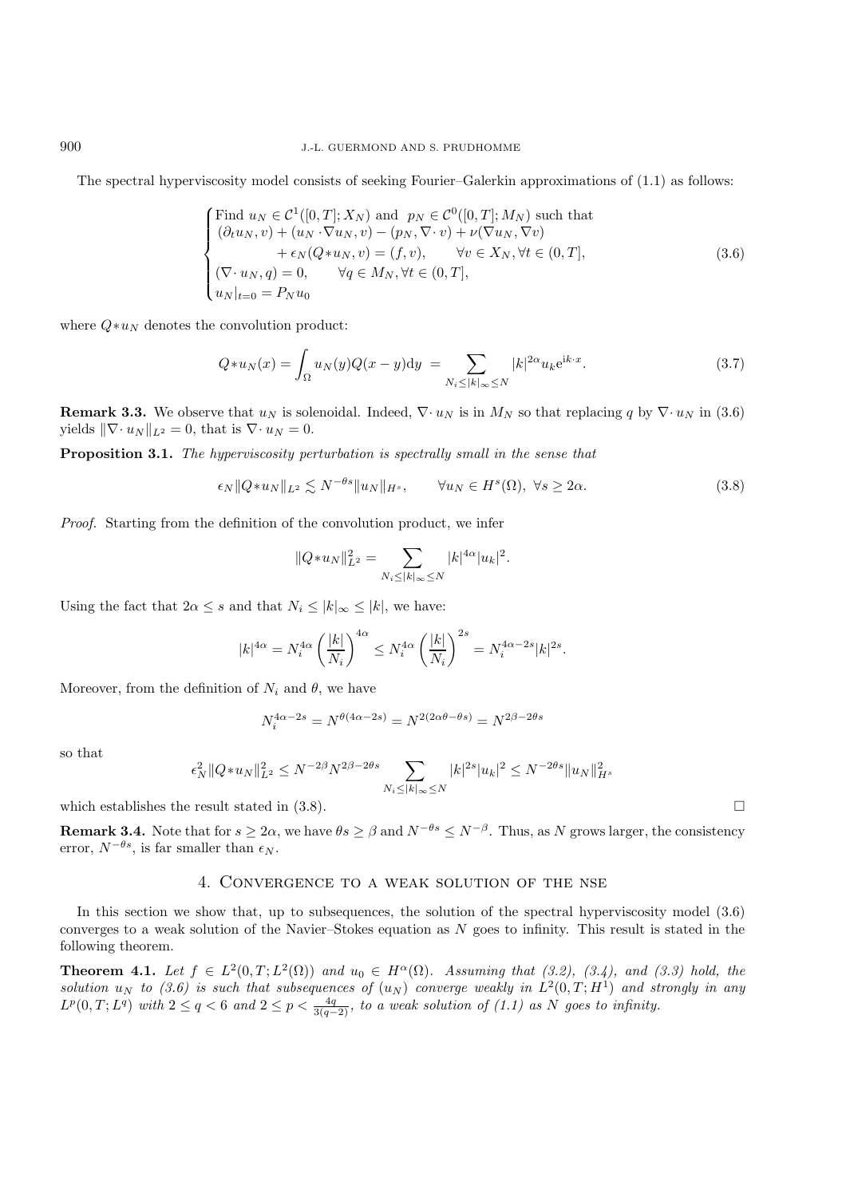The spectral hyperviscosity model consists of seeking Fourier–Galerkin approximations of (1.1) as follows:

$$
\begin{cases}
\text{Find } u_N \in \mathcal{C}^1([0,T];X_N) \text{ and } \ p_N \in \mathcal{C}^0([0,T];M_N) \text{ such that} \\
(\partial_t u_N, v) + (u_N \cdot \nabla u_N, v) - (p_N, \nabla\cdot v) + \nu(\nabla u_N, \nabla v) \\
\qquad\qquad + \epsilon_N (Q{*}u_N, v) = (f, v), \qquad \forall v \in X_N, \forall t \in (0,T], \\
(\nabla\cdot u_N, q) = 0, \qquad \forall q \in M_N, \forall t \in (0,T], \\
u_N|_{t=0} = P_N u_0
\end{cases}
\tag{3.6}
$$

where $Q{*}u_N$ denotes the convolution product:

$$
Q{*}u_N(x) = \int_\Omega u_N(y) Q(x-y)\mathrm{d}y \ = \sum_{N_i \le |k|_\infty \le N} |k|^{2\alpha} u_k \mathrm{e}^{\mathrm{i}k\cdot x}. \tag{3.7}
$$

**Remark 3.3.** We observe that $u_N$ is solenoidal. Indeed, $\nabla\cdot u_N$ is in $M_N$ so that replacing $q$ by $\nabla\cdot u_N$ in (3.6) yields $\|\nabla\cdot u_N\|_{L^2} = 0$, that is $\nabla\cdot u_N = 0$.

**Proposition 3.1.** *The hyperviscosity perturbation is spectrally small in the sense that*

$$
\epsilon_N \|Q{*}u_N\|_{L^2} \lesssim N^{-\theta s} \|u_N\|_{H^s}, \qquad \forall u_N \in H^s(\Omega), \ \forall s \ge 2\alpha. \tag{3.8}
$$

*Proof.* Starting from the definition of the convolution product, we infer

$$
\|Q{*}u_N\|_{L^2}^2 = \sum_{N_i \le |k|_\infty \le N} |k|^{4\alpha} |u_k|^2.
$$

Using the fact that $2\alpha \le s$ and that $N_i \le |k|_\infty \le |k|$, we have:

$$
|k|^{4\alpha} = N_i^{4\alpha} \left(\frac{|k|}{N_i}\right)^{4\alpha} \le N_i^{4\alpha} \left(\frac{|k|}{N_i}\right)^{2s} = N_i^{4\alpha - 2s} |k|^{2s}.
$$

Moreover, from the definition of $N_i$ and $\theta$, we have

$$
N_i^{4\alpha-2s} = N^{\theta(4\alpha-2s)} = N^{2(2\alpha\theta - \theta s)} = N^{2\beta - 2\theta s}
$$

so that

$$
\epsilon_N^2 \|Q{*}u_N\|_{L^2}^2 \le N^{-2\beta} N^{2\beta - 2\theta s} \sum_{N_i \le |k|_\infty \le N} |k|^{2s} |u_k|^2 \le N^{-2\theta s} \|u_N\|_{H^s}^2
$$

which establishes the result stated in (3.8). $\square$

**Remark 3.4.** Note that for $s \ge 2\alpha$, we have $\theta s \ge \beta$ and $N^{-\theta s} \le N^{-\beta}$. Thus, as $N$ grows larger, the consistency error, $N^{-\theta s}$, is far smaller than $\epsilon_N$.

## 4. Convergence to a weak solution of the NSE

In this section we show that, up to subsequences, the solution of the spectral hyperviscosity model (3.6) converges to a weak solution of the Navier–Stokes equation as $N$ goes to infinity. This result is stated in the following theorem.

**Theorem 4.1.** *Let $f \in L^2(0,T;L^2(\Omega))$ and $u_0 \in H^\alpha(\Omega)$. Assuming that (3.2), (3.4), and (3.3) hold, the solution $u_N$ to (3.6) is such that subsequences of $(u_N)$ converge weakly in $L^2(0,T;H^1)$ and strongly in any $L^p(0,T;L^q)$ with $2 \le q < 6$ and $2 \le p < \frac{4q}{3(q-2)}$, to a weak solution of (1.1) as $N$ goes to infinity.*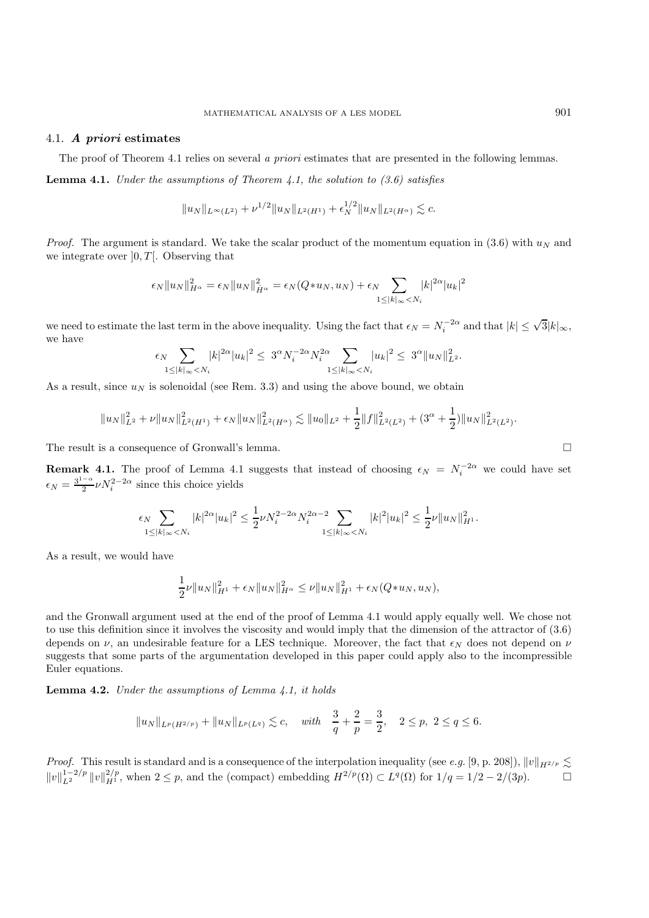### 4.1. *A priori* estimates

The proof of Theorem 4.1 relies on several *a priori* estimates that are presented in the following lemmas.

**Lemma 4.1.** *Under the assumptions of Theorem 4.1, the solution to (3.6) satisfies*

$$\|u_N\|_{L^\infty(L^2)} + \nu^{1/2}\|u_N\|_{L^2(H^1)} + \epsilon_N^{1/2}\|u_N\|_{L^2(H^\alpha)} \lesssim c.$$

*Proof.* The argument is standard. We take the scalar product of the momentum equation in (3.6) with $u_N$ and we integrate over $]0,T[$. Observing that

$$\epsilon_N\|u_N\|^2_{H^\alpha} = \epsilon_N\|u_N\|^2_{\dot{H}^\alpha} = \epsilon_N(Q*u_N, u_N) + \epsilon_N \sum_{1\leq|k|_\infty<N_i} |k|^{2\alpha}|u_k|^2$$

we need to estimate the last term in the above inequality. Using the fact that $\epsilon_N = N_i^{-2\alpha}$ and that $|k| \leq \sqrt{3}|k|_\infty$, we have

$$\epsilon_N \sum_{1\leq|k|_\infty<N_i} |k|^{2\alpha}|u_k|^2 \leq\ 3^\alpha N_i^{-2\alpha}N_i^{2\alpha} \sum_{1\leq|k|_\infty<N_i} |u_k|^2 \leq\ 3^\alpha\|u_N\|^2_{L^2}.$$

As a result, since $u_N$ is solenoidal (see Rem. 3.3) and using the above bound, we obtain

$$\|u_N\|^2_{L^2} + \nu\|u_N\|^2_{L^2(H^1)} + \epsilon_N\|u_N\|^2_{L^2(H^\alpha)} \lesssim \|u_0\|_{L^2} + \frac{1}{2}\|f\|^2_{L^2(L^2)} + (3^\alpha + \frac{1}{2})\|u_N\|^2_{L^2(L^2)}.$$

The result is a consequence of Gronwall's lemma. $\square$

**Remark 4.1.** The proof of Lemma 4.1 suggests that instead of choosing $\epsilon_N = N_i^{-2\alpha}$ we could have set $\epsilon_N = \frac{3^{1-\alpha}}{2}\nu N_i^{2-2\alpha}$ since this choice yields

$$\epsilon_N \sum_{1\leq|k|_\infty<N_i} |k|^{2\alpha}|u_k|^2 \leq \frac{1}{2}\nu N_i^{2-2\alpha}N_i^{2\alpha-2} \sum_{1\leq|k|_\infty<N_i} |k|^2|u_k|^2 \leq \frac{1}{2}\nu\|u_N\|^2_{H^1}.$$

As a result, we would have

$$\frac{1}{2}\nu\|u_N\|^2_{H^1} + \epsilon_N\|u_N\|^2_{H^\alpha} \leq \nu\|u_N\|^2_{H^1} + \epsilon_N(Q*u_N, u_N),$$

and the Gronwall argument used at the end of the proof of Lemma 4.1 would apply equally well. We chose not to use this definition since it involves the viscosity and would imply that the dimension of the attractor of (3.6) depends on $\nu$, an undesirable feature for a LES technique. Moreover, the fact that $\epsilon_N$ does not depend on $\nu$ suggests that some parts of the argumentation developed in this paper could apply also to the incompressible Euler equations.

**Lemma 4.2.** *Under the assumptions of Lemma 4.1, it holds*

$$\|u_N\|_{L^p(H^{2/p})} + \|u_N\|_{L^p(L^q)} \lesssim c, \quad \textit{with} \quad \frac{3}{q} + \frac{2}{p} = \frac{3}{2}, \quad 2 \leq p,\ 2 \leq q \leq 6.$$

*Proof.* This result is standard and is a consequence of the interpolation inequality (see *e.g.* [9, p. 208]), $\|v\|_{H^{2/p}} \lesssim \|v\|^{1-2/p}_{L^2}\|v\|^{2/p}_{H^1}$, when $2 \leq p$, and the (compact) embedding $H^{2/p}(\Omega) \subset L^q(\Omega)$ for $1/q = 1/2 - 2/(3p)$. $\square$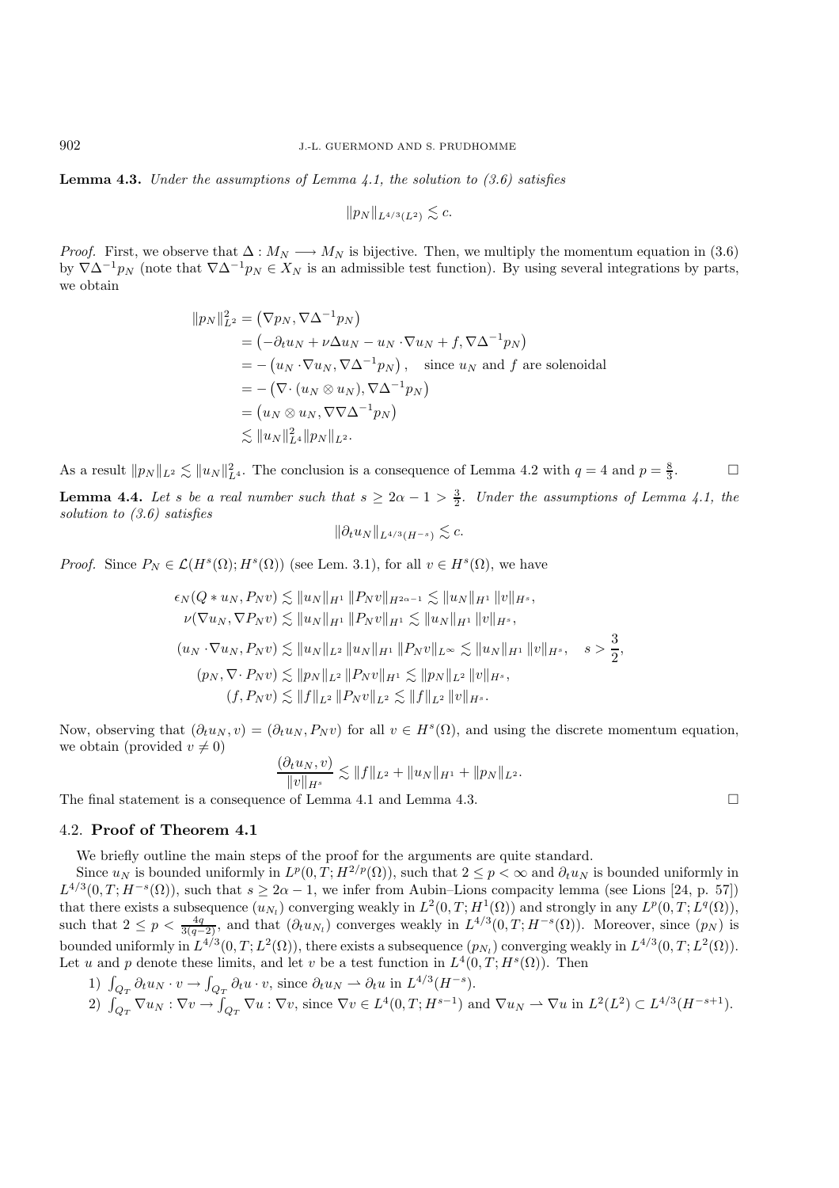**Lemma 4.3.** *Under the assumptions of Lemma 4.1, the solution to (3.6) satisfies*

$$\|p_N\|_{L^{4/3}(L^2)} \lesssim c.$$

*Proof.* First, we observe that $\Delta : M_N \longrightarrow M_N$ is bijective. Then, we multiply the momentum equation in (3.6) by $\nabla\Delta^{-1}p_N$ (note that $\nabla\Delta^{-1}p_N \in X_N$ is an admissible test function). By using several integrations by parts, we obtain

$$\begin{aligned}
\|p_N\|_{L^2}^2 &= \left(\nabla p_N, \nabla\Delta^{-1}p_N\right) \\
&= \left(-\partial_t u_N + \nu\Delta u_N - u_N \cdot\nabla u_N + f, \nabla\Delta^{-1}p_N\right) \\
&= -\left(u_N \cdot\nabla u_N, \nabla\Delta^{-1}p_N\right), \quad \text{since } u_N \text{ and } f \text{ are solenoidal} \\
&= -\left(\nabla\cdot (u_N \otimes u_N), \nabla\Delta^{-1}p_N\right) \\
&= \left(u_N \otimes u_N, \nabla\nabla\Delta^{-1}p_N\right) \\
&\lesssim \|u_N\|_{L^4}^2 \|p_N\|_{L^2}.
\end{aligned}$$

As a result $\|p_N\|_{L^2} \lesssim \|u_N\|_{L^4}^2$. The conclusion is a consequence of Lemma 4.2 with $q = 4$ and $p = \frac{8}{3}$. $\square$

**Lemma 4.4.** *Let $s$ be a real number such that $s \geq 2\alpha - 1 > \frac{3}{2}$. Under the assumptions of Lemma 4.1, the solution to (3.6) satisfies*

$$\|\partial_t u_N\|_{L^{4/3}(H^{-s})} \lesssim c.$$

*Proof.* Since $P_N \in \mathcal{L}(H^s(\Omega); H^s(\Omega))$ (see Lem. 3.1), for all $v \in H^s(\Omega)$, we have

$$\begin{aligned}
\epsilon_N(Q * u_N, P_N v) &\lesssim \|u_N\|_{H^1} \|P_N v\|_{H^{2\alpha-1}} \lesssim \|u_N\|_{H^1} \|v\|_{H^s}, \\
\nu(\nabla u_N, \nabla P_N v) &\lesssim \|u_N\|_{H^1} \|P_N v\|_{H^1} \lesssim \|u_N\|_{H^1} \|v\|_{H^s}, \\
(u_N \cdot\nabla u_N, P_N v) &\lesssim \|u_N\|_{L^2} \|u_N\|_{H^1} \|P_N v\|_{L^\infty} \lesssim \|u_N\|_{H^1} \|v\|_{H^s}, \quad s > \frac{3}{2}, \\
(p_N, \nabla\cdot P_N v) &\lesssim \|p_N\|_{L^2} \|P_N v\|_{H^1} \lesssim \|p_N\|_{L^2} \|v\|_{H^s}, \\
(f, P_N v) &\lesssim \|f\|_{L^2} \|P_N v\|_{L^2} \lesssim \|f\|_{L^2} \|v\|_{H^s}.
\end{aligned}$$

Now, observing that $(\partial_t u_N, v) = (\partial_t u_N, P_N v)$ for all $v \in H^s(\Omega)$, and using the discrete momentum equation, we obtain (provided $v \neq 0$)

$$\frac{(\partial_t u_N, v)}{\|v\|_{H^s}} \lesssim \|f\|_{L^2} + \|u_N\|_{H^1} + \|p_N\|_{L^2}.$$

The final statement is a consequence of Lemma 4.1 and Lemma 4.3. $\square$

### 4.2. Proof of Theorem 4.1

We briefly outline the main steps of the proof for the arguments are quite standard.

Since $u_N$ is bounded uniformly in $L^p(0,T; H^{2/p}(\Omega))$, such that $2 \leq p < \infty$ and $\partial_t u_N$ is bounded uniformly in $L^{4/3}(0,T; H^{-s}(\Omega))$, such that $s \geq 2\alpha - 1$, we infer from Aubin–Lions compacity lemma (see Lions [24, p. 57]) that there exists a subsequence $(u_{N_l})$ converging weakly in $L^2(0,T; H^1(\Omega))$ and strongly in any $L^p(0,T; L^q(\Omega))$, such that $2 \leq p < \frac{4q}{3(q-2)}$, and that $(\partial_t u_{N_l})$ converges weakly in $L^{4/3}(0,T; H^{-s}(\Omega))$. Moreover, since $(p_N)$ is bounded uniformly in $L^{4/3}(0,T; L^2(\Omega))$, there exists a subsequence $(p_{N_l})$ converging weakly in $L^{4/3}(0,T; L^2(\Omega))$. Let $u$ and $p$ denote these limits, and let $v$ be a test function in $L^4(0,T; H^s(\Omega))$. Then

1) $\int_{Q_T} \partial_t u_N \cdot v \to \int_{Q_T} \partial_t u \cdot v$, since $\partial_t u_N \rightharpoonup \partial_t u$ in $L^{4/3}(H^{-s})$.
2) $\int_{Q_T} \nabla u_N : \nabla v \to \int_{Q_T} \nabla u : \nabla v$, since $\nabla v \in L^4(0,T; H^{s-1})$ and $\nabla u_N \rightharpoonup \nabla u$ in $L^2(L^2) \subset L^{4/3}(H^{-s+1})$.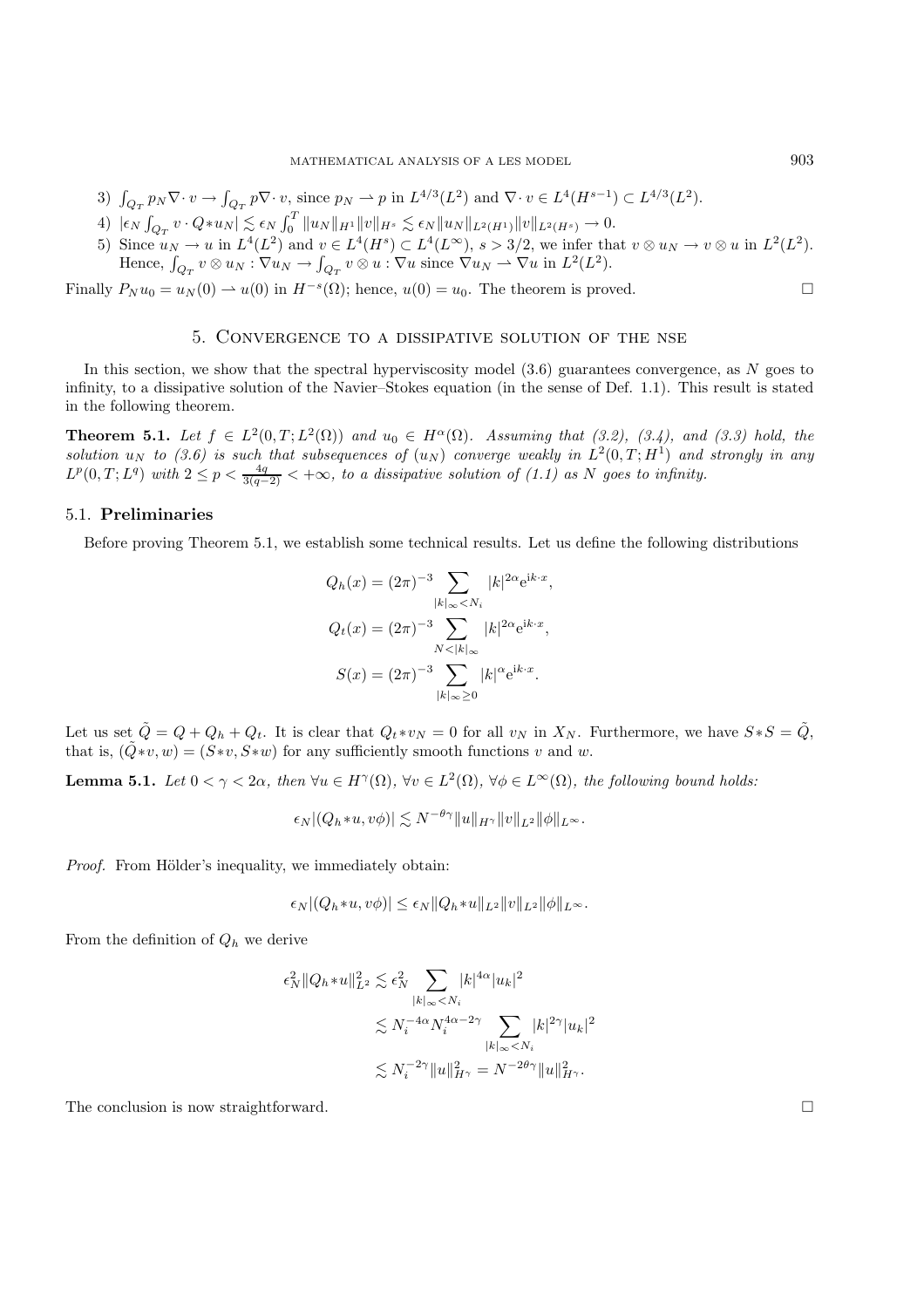3) $\int_{Q_T} p_N \nabla\cdot v \to \int_{Q_T} p\nabla\cdot v$, since $p_N \rightharpoonup p$ in $L^{4/3}(L^2)$ and $\nabla\cdot v \in L^4(H^{s-1}) \subset L^{4/3}(L^2)$.

4) $|\epsilon_N \int_{Q_T} v \cdot Q{*}u_N| \lesssim \epsilon_N \int_0^T \|u_N\|_{H^1}\|v\|_{H^s} \lesssim \epsilon_N \|u_N\|_{L^2(H^1)}\|v\|_{L^2(H^s)} \to 0$.

5) Since $u_N \to u$ in $L^4(L^2)$ and $v \in L^4(H^s) \subset L^4(L^\infty)$, $s > 3/2$, we infer that $v \otimes u_N \to v \otimes u$ in $L^2(L^2)$. Hence, $\int_{Q_T} v \otimes u_N : \nabla u_N \to \int_{Q_T} v \otimes u : \nabla u$ since $\nabla u_N \rightharpoonup \nabla u$ in $L^2(L^2)$.

Finally $P_N u_0 = u_N(0) \rightharpoonup u(0)$ in $H^{-s}(\Omega)$; hence, $u(0) = u_0$. The theorem is proved. □

## 5. Convergence to a dissipative solution of the NSE

In this section, we show that the spectral hyperviscosity model (3.6) guarantees convergence, as $N$ goes to infinity, to a dissipative solution of the Navier–Stokes equation (in the sense of Def. 1.1). This result is stated in the following theorem.

**Theorem 5.1.** *Let $f \in L^2(0,T;L^2(\Omega))$ and $u_0 \in H^\alpha(\Omega)$. Assuming that (3.2), (3.4), and (3.3) hold, the solution $u_N$ to (3.6) is such that subsequences of $(u_N)$ converge weakly in $L^2(0,T;H^1)$ and strongly in any $L^p(0,T;L^q)$ with $2 \le p < \frac{4q}{3(q-2)} < +\infty$, to a dissipative solution of (1.1) as $N$ goes to infinity.*

### 5.1. Preliminaries

Before proving Theorem 5.1, we establish some technical results. Let us define the following distributions

$$
\begin{aligned}
Q_h(x) &= (2\pi)^{-3} \sum_{|k|_\infty < N_i} |k|^{2\alpha} \mathrm{e}^{\mathrm{i}k\cdot x},\\
Q_t(x) &= (2\pi)^{-3} \sum_{N < |k|_\infty} |k|^{2\alpha} \mathrm{e}^{\mathrm{i}k\cdot x},\\
S(x) &= (2\pi)^{-3} \sum_{|k|_\infty \ge 0} |k|^{\alpha} \mathrm{e}^{\mathrm{i}k\cdot x}.
\end{aligned}
$$

Let us set $\tilde{Q} = Q + Q_h + Q_t$. It is clear that $Q_t{*}v_N = 0$ for all $v_N$ in $X_N$. Furthermore, we have $S{*}S = \tilde{Q}$, that is, $(\tilde{Q}{*}v, w) = (S{*}v, S{*}w)$ for any sufficiently smooth functions $v$ and $w$.

**Lemma 5.1.** *Let $0 < \gamma < 2\alpha$, then $\forall u \in H^\gamma(\Omega)$, $\forall v \in L^2(\Omega)$, $\forall \phi \in L^\infty(\Omega)$, the following bound holds:*

$$
\epsilon_N |(Q_h{*}u, v\phi)| \lesssim N^{-\theta\gamma} \|u\|_{H^\gamma} \|v\|_{L^2} \|\phi\|_{L^\infty}.
$$

*Proof.* From Hölder's inequality, we immediately obtain:

$$
\epsilon_N |(Q_h{*}u, v\phi)| \le \epsilon_N \|Q_h{*}u\|_{L^2} \|v\|_{L^2} \|\phi\|_{L^\infty}.
$$

From the definition of $Q_h$ we derive

$$
\begin{aligned}
\epsilon_N^2 \|Q_h{*}u\|_{L^2}^2 &\lesssim \epsilon_N^2 \sum_{|k|_\infty < N_i} |k|^{4\alpha} |u_k|^2\\
&\lesssim N_i^{-4\alpha} N_i^{4\alpha - 2\gamma} \sum_{|k|_\infty < N_i} |k|^{2\gamma} |u_k|^2\\
&\lesssim N_i^{-2\gamma} \|u\|_{H^\gamma}^2 = N^{-2\theta\gamma} \|u\|_{H^\gamma}^2.
\end{aligned}
$$

The conclusion is now straightforward. □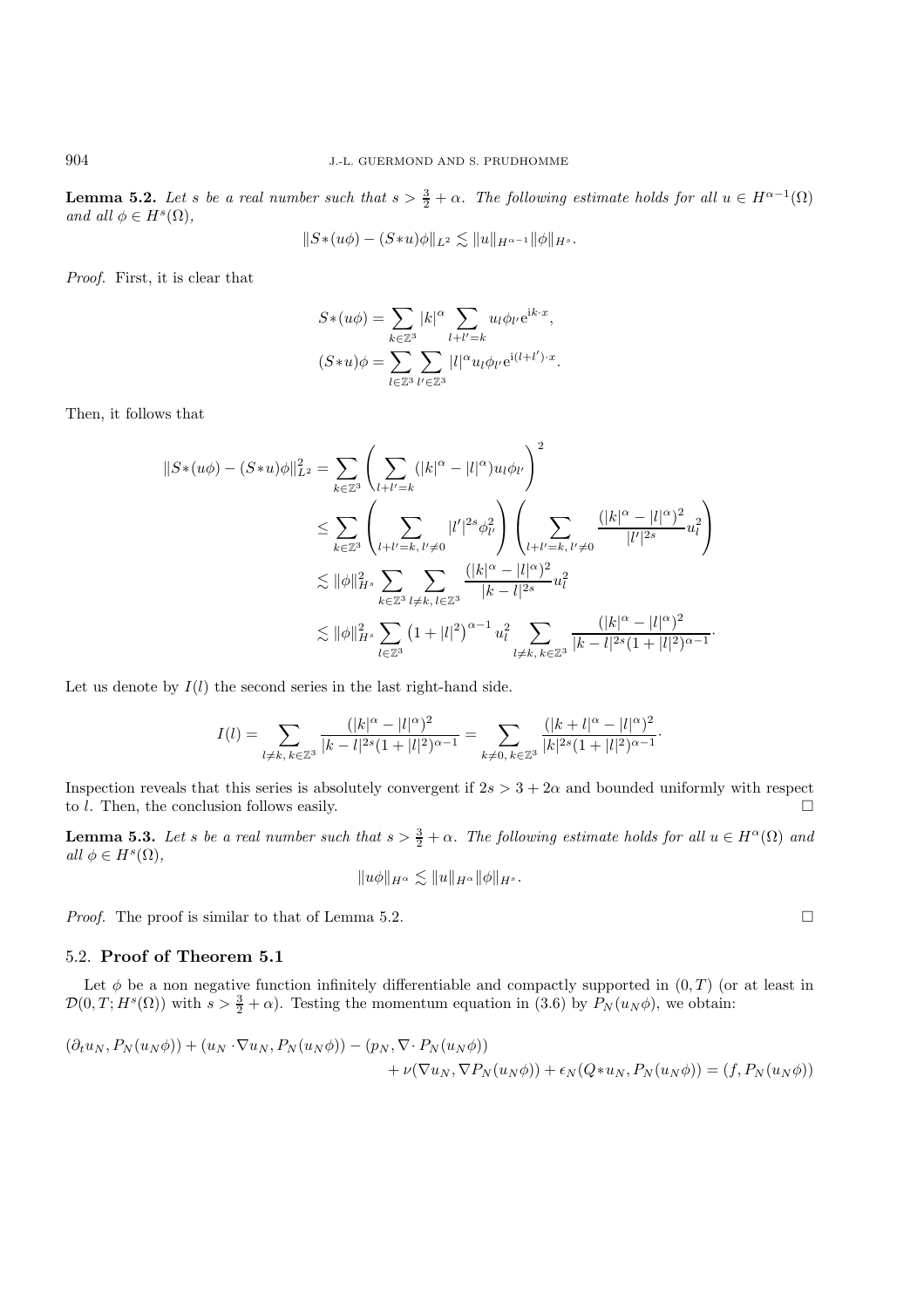**Lemma 5.2.** *Let $s$ be a real number such that $s > \frac{3}{2} + \alpha$. The following estimate holds for all $u \in H^{\alpha-1}(\Omega)$ and all $\phi \in H^s(\Omega)$,*

$$\|S*(u\phi) - (S*u)\phi\|_{L^2} \lesssim \|u\|_{H^{\alpha-1}} \|\phi\|_{H^s}.$$

*Proof.* First, it is clear that

$$S*(u\phi) = \sum_{k\in\mathbb{Z}^3} |k|^\alpha \sum_{l+l'=k} u_l \phi_{l'} \mathrm{e}^{\mathrm{i}k\cdot x},$$
$$(S*u)\phi = \sum_{l\in\mathbb{Z}^3} \sum_{l'\in\mathbb{Z}^3} |l|^\alpha u_l \phi_{l'} \mathrm{e}^{\mathrm{i}(l+l')\cdot x}.$$

Then, it follows that

$$\begin{aligned}
\|S*(u\phi) - (S*u)\phi\|_{L^2}^2 &= \sum_{k\in\mathbb{Z}^3} \left( \sum_{l+l'=k} (|k|^\alpha - |l|^\alpha) u_l \phi_{l'} \right)^2 \\
&\leq \sum_{k\in\mathbb{Z}^3} \left( \sum_{l+l'=k,\, l'\neq 0} |l'|^{2s} \phi_{l'}^2 \right) \left( \sum_{l+l'=k,\, l'\neq 0} \frac{(|k|^\alpha - |l|^\alpha)^2}{|l'|^{2s}} u_l^2 \right) \\
&\lesssim \|\phi\|_{H^s}^2 \sum_{k\in\mathbb{Z}^3} \sum_{l\neq k,\, l\in\mathbb{Z}^3} \frac{(|k|^\alpha - |l|^\alpha)^2}{|k-l|^{2s}} u_l^2 \\
&\lesssim \|\phi\|_{H^s}^2 \sum_{l\in\mathbb{Z}^3} \left(1+|l|^2\right)^{\alpha-1} u_l^2 \sum_{l\neq k,\, k\in\mathbb{Z}^3} \frac{(|k|^\alpha - |l|^\alpha)^2}{|k-l|^{2s}(1+|l|^2)^{\alpha-1}}\cdot
\end{aligned}$$

Let us denote by $I(l)$ the second series in the last right-hand side.

$$I(l) = \sum_{l\neq k,\, k\in\mathbb{Z}^3} \frac{(|k|^\alpha - |l|^\alpha)^2}{|k-l|^{2s}(1+|l|^2)^{\alpha-1}} = \sum_{k\neq 0,\, k\in\mathbb{Z}^3} \frac{(|k+l|^\alpha - |l|^\alpha)^2}{|k|^{2s}(1+|l|^2)^{\alpha-1}}\cdot$$

Inspection reveals that this series is absolutely convergent if $2s > 3 + 2\alpha$ and bounded uniformly with respect to $l$. Then, the conclusion follows easily. $\square$

**Lemma 5.3.** *Let $s$ be a real number such that $s > \frac{3}{2} + \alpha$. The following estimate holds for all $u \in H^\alpha(\Omega)$ and all $\phi \in H^s(\Omega)$,*

$$\|u\phi\|_{H^\alpha} \lesssim \|u\|_{H^\alpha} \|\phi\|_{H^s}.$$

*Proof.* The proof is similar to that of Lemma 5.2. $\square$

### 5.2. Proof of Theorem 5.1

Let $\phi$ be a non negative function infinitely differentiable and compactly supported in $(0, T)$ (or at least in $\mathcal{D}(0, T; H^s(\Omega))$ with $s > \frac{3}{2} + \alpha$). Testing the momentum equation in (3.6) by $P_N(u_N\phi)$, we obtain:

$$\begin{aligned}
(\partial_t u_N, P_N(u_N\phi)) + (u_N\cdot\nabla u_N, P_N(u_N\phi)) - (p_N, \nabla\cdot P_N(u_N\phi)) \\
+ \nu(\nabla u_N, \nabla P_N(u_N\phi)) + \epsilon_N(Q*u_N, P_N(u_N\phi)) = (f, P_N(u_N\phi))
\end{aligned}$$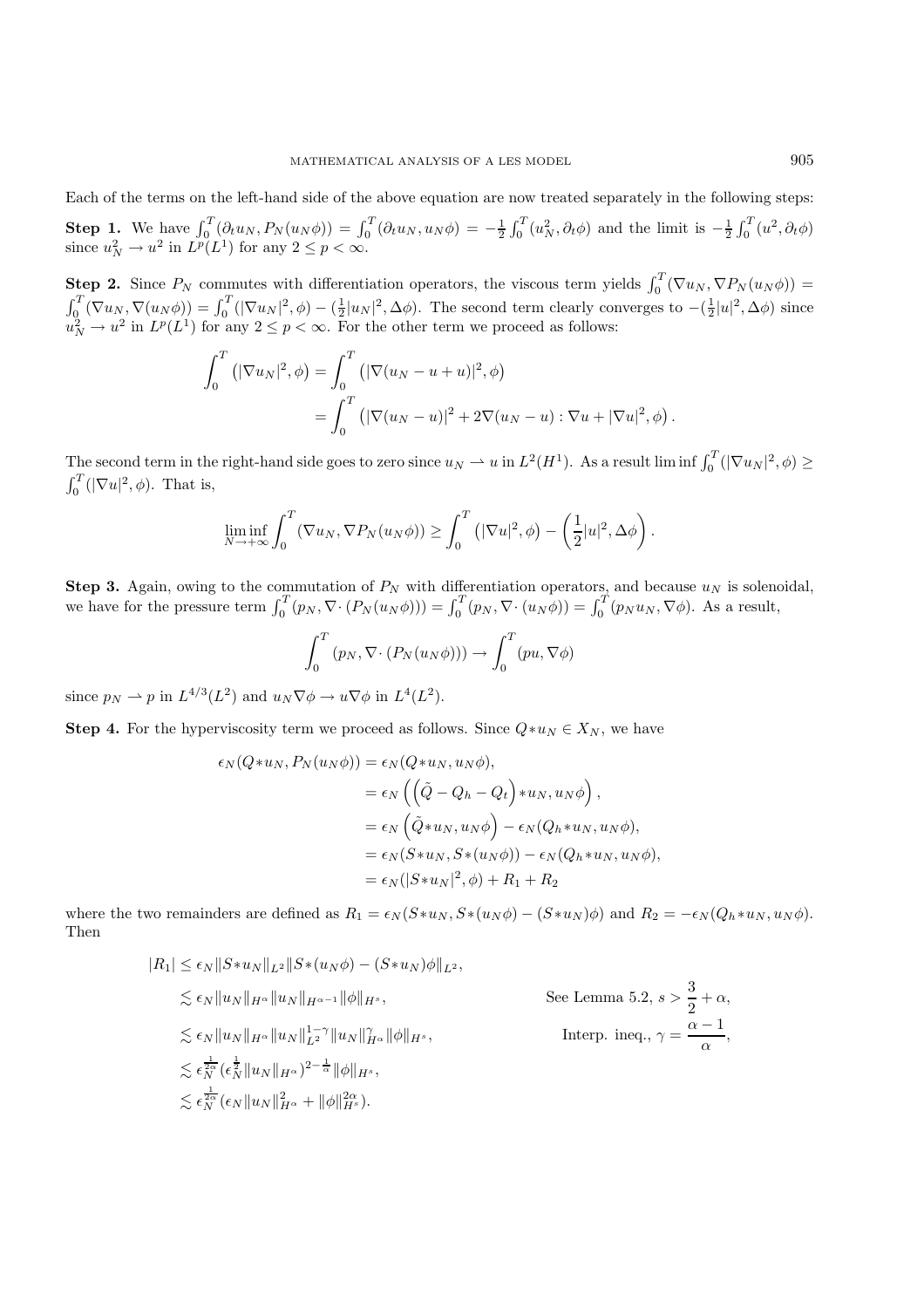Each of the terms on the left-hand side of the above equation are now treated separately in the following steps:

**Step 1.** We have $\int_0^T(\partial_t u_N, P_N(u_N\phi)) = \int_0^T(\partial_t u_N, u_N\phi) = -\frac{1}{2}\int_0^T(u_N^2, \partial_t\phi)$ and the limit is $-\frac{1}{2}\int_0^T(u^2,\partial_t\phi)$ since $u_N^2 \to u^2$ in $L^p(L^1)$ for any $2 \le p < \infty$.

**Step 2.** Since $P_N$ commutes with differentiation operators, the viscous term yields $\int_0^T(\nabla u_N, \nabla P_N(u_N\phi)) = \int_0^T(\nabla u_N, \nabla(u_N\phi)) = \int_0^T(|\nabla u_N|^2, \phi) - (\frac{1}{2}|u_N|^2, \Delta\phi)$. The second term clearly converges to $-(\frac{1}{2}|u|^2,\Delta\phi)$ since $u_N^2 \to u^2$ in $L^p(L^1)$ for any $2 \le p < \infty$. For the other term we proceed as follows:

$$
\begin{aligned}
\int_0^T \left(|\nabla u_N|^2, \phi\right) &= \int_0^T \left(|\nabla(u_N - u + u)|^2, \phi\right) \\
&= \int_0^T \left(|\nabla(u_N - u)|^2 + 2\nabla(u_N - u) : \nabla u + |\nabla u|^2, \phi\right).
\end{aligned}
$$

The second term in the right-hand side goes to zero since $u_N \rightharpoonup u$ in $L^2(H^1)$. As a result $\liminf \int_0^T(|\nabla u_N|^2,\phi) \ge \int_0^T(|\nabla u|^2,\phi)$. That is,

$$
\liminf_{N\to+\infty} \int_0^T (\nabla u_N, \nabla P_N(u_N\phi)) \ge \int_0^T \left(|\nabla u|^2, \phi\right) - \left(\frac{1}{2}|u|^2, \Delta\phi\right).
$$

**Step 3.** Again, owing to the commutation of $P_N$ with differentiation operators, and because $u_N$ is solenoidal, we have for the pressure term $\int_0^T(p_N, \nabla\cdot(P_N(u_N\phi))) = \int_0^T(p_N, \nabla\cdot(u_N\phi)) = \int_0^T(p_N u_N, \nabla\phi)$. As a result,

$$
\int_0^T (p_N, \nabla\cdot(P_N(u_N\phi))) \to \int_0^T (pu, \nabla\phi)
$$

since $p_N \rightharpoonup p$ in $L^{4/3}(L^2)$ and $u_N\nabla\phi \to u\nabla\phi$ in $L^4(L^2)$.

**Step 4.** For the hyperviscosity term we proceed as follows. Since $Q{*}u_N \in X_N$, we have

$$
\begin{aligned}
\epsilon_N(Q{*}u_N, P_N(u_N\phi)) &= \epsilon_N(Q{*}u_N, u_N\phi), \\
&= \epsilon_N\left(\left(\tilde{Q} - Q_h - Q_t\right){*}u_N, u_N\phi\right), \\
&= \epsilon_N\left(\tilde{Q}{*}u_N, u_N\phi\right) - \epsilon_N(Q_h{*}u_N, u_N\phi), \\
&= \epsilon_N(S{*}u_N, S{*}(u_N\phi)) - \epsilon_N(Q_h{*}u_N, u_N\phi), \\
&= \epsilon_N(|S{*}u_N|^2, \phi) + R_1 + R_2
\end{aligned}
$$

where the two remainders are defined as $R_1 = \epsilon_N(S{*}u_N, S{*}(u_N\phi) - (S{*}u_N)\phi)$ and $R_2 = -\epsilon_N(Q_h{*}u_N, u_N\phi)$. Then

$$
\begin{aligned}
|R_1| &\le \epsilon_N \|S{*}u_N\|_{L^2}\|S{*}(u_N\phi) - (S{*}u_N)\phi\|_{L^2}, \\
&\lesssim \epsilon_N \|u_N\|_{H^\alpha}\|u_N\|_{H^{\alpha-1}}\|\phi\|_{H^s}, && \text{See Lemma 5.2, } s > \frac{3}{2} + \alpha, \\
&\lesssim \epsilon_N \|u_N\|_{H^\alpha}\|u_N\|_{L^2}^{1-\gamma}\|u_N\|_{H^\alpha}^{\gamma}\|\phi\|_{H^s}, && \text{Interp. ineq., } \gamma = \frac{\alpha-1}{\alpha}, \\
&\lesssim \epsilon_N^{\frac{1}{2\alpha}}(\epsilon_N^{\frac{1}{2}}\|u_N\|_{H^\alpha})^{2-\frac{1}{\alpha}}\|\phi\|_{H^s}, \\
&\lesssim \epsilon_N^{\frac{1}{2\alpha}}(\epsilon_N\|u_N\|_{H^\alpha}^2 + \|\phi\|_{H^s}^{2\alpha}).
\end{aligned}
$$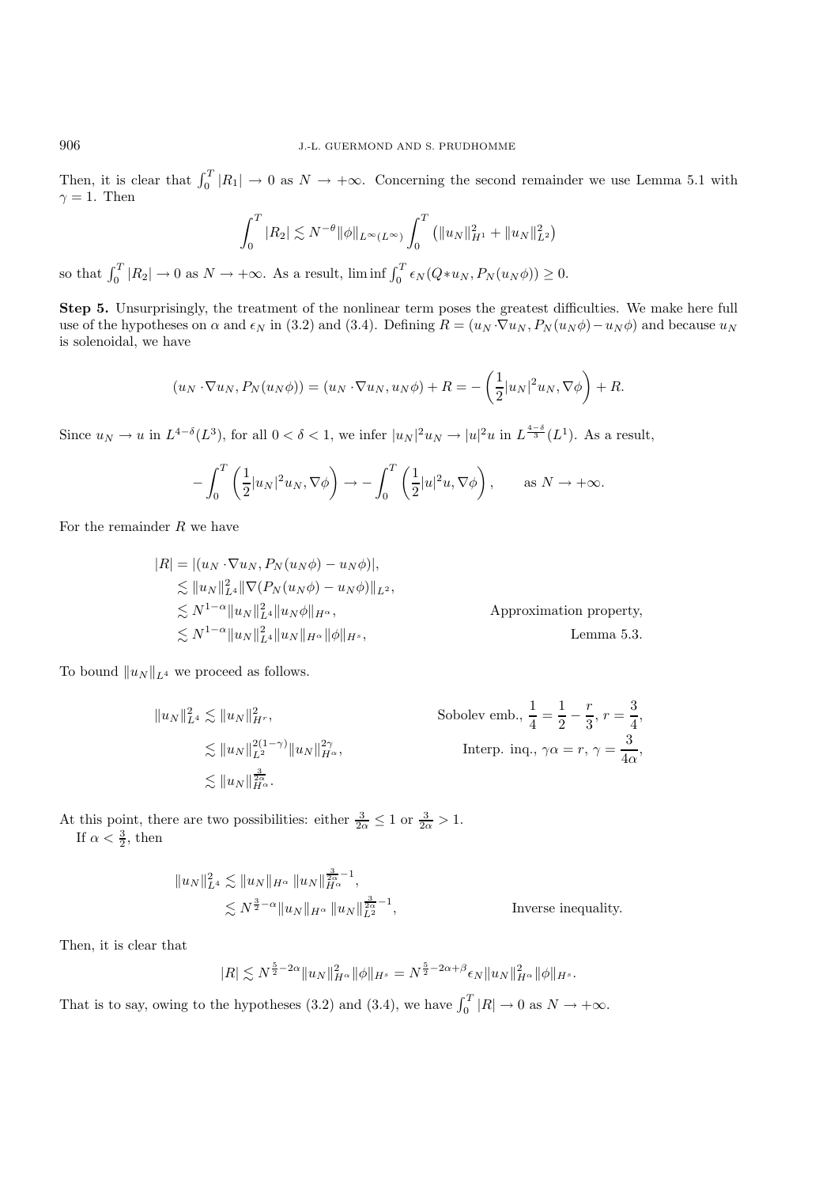Then, it is clear that $\int_0^T |R_1| \to 0$ as $N \to +\infty$. Concerning the second remainder we use Lemma 5.1 with $\gamma = 1$. Then

$$\int_0^T |R_2| \lesssim N^{-\theta} \|\phi\|_{L^\infty(L^\infty)} \int_0^T \left( \|u_N\|_{H^1}^2 + \|u_N\|_{L^2}^2 \right)$$

so that $\int_0^T |R_2| \to 0$ as $N \to +\infty$. As a result, $\liminf \int_0^T \epsilon_N(Q * u_N, P_N(u_N\phi)) \geq 0$.

**Step 5.** Unsurprisingly, the treatment of the nonlinear term poses the greatest difficulties. We make here full use of the hypotheses on $\alpha$ and $\epsilon_N$ in (3.2) and (3.4). Defining $R = (u_N \cdot \nabla u_N, P_N(u_N\phi) - u_N\phi)$ and because $u_N$ is solenoidal, we have

$$(u_N \cdot \nabla u_N, P_N(u_N\phi)) = (u_N \cdot \nabla u_N, u_N\phi) + R = -\left(\frac{1}{2}|u_N|^2 u_N, \nabla\phi\right) + R.$$

Since $u_N \to u$ in $L^{4-\delta}(L^3)$, for all $0 < \delta < 1$, we infer $|u_N|^2 u_N \to |u|^2 u$ in $L^{\frac{4-\delta}{3}}(L^1)$. As a result,

$$-\int_0^T \left(\frac{1}{2}|u_N|^2 u_N, \nabla\phi\right) \to -\int_0^T \left(\frac{1}{2}|u|^2 u, \nabla\phi\right), \qquad \text{as } N \to +\infty.$$

For the remainder $R$ we have

$$\begin{aligned}
|R| &= |(u_N \cdot \nabla u_N, P_N(u_N\phi) - u_N\phi)|, \\
&\lesssim \|u_N\|_{L^4}^2 \|\nabla(P_N(u_N\phi) - u_N\phi)\|_{L^2}, \\
&\lesssim N^{1-\alpha} \|u_N\|_{L^4}^2 \|u_N\phi\|_{H^\alpha}, && \text{Approximation property,} \\
&\lesssim N^{1-\alpha} \|u_N\|_{L^4}^2 \|u_N\|_{H^\alpha} \|\phi\|_{H^s}, && \text{Lemma 5.3.}
\end{aligned}$$

To bound $\|u_N\|_{L^4}$ we proceed as follows.

$$\begin{aligned}
\|u_N\|_{L^4}^2 &\lesssim \|u_N\|_{H^r}^2, && \text{Sobolev emb., } \frac{1}{4} = \frac{1}{2} - \frac{r}{3},\ r = \frac{3}{4}, \\
&\lesssim \|u_N\|_{L^2}^{2(1-\gamma)} \|u_N\|_{H^\alpha}^{2\gamma}, && \text{Interp. inq., } \gamma\alpha = r,\ \gamma = \frac{3}{4\alpha}, \\
&\lesssim \|u_N\|_{H^\alpha}^{\frac{3}{2\alpha}}.
\end{aligned}$$

At this point, there are two possibilities: either $\frac{3}{2\alpha} \leq 1$ or $\frac{3}{2\alpha} > 1$.

If $\alpha < \frac{3}{2}$, then

$$\begin{aligned}
\|u_N\|_{L^4}^2 &\lesssim \|u_N\|_{H^\alpha} \|u_N\|_{H^\alpha}^{\frac{3}{2\alpha}-1}, \\
&\lesssim N^{\frac{3}{2}-\alpha} \|u_N\|_{H^\alpha} \|u_N\|_{L^2}^{\frac{3}{2\alpha}-1}, && \text{Inverse inequality.}
\end{aligned}$$

Then, it is clear that

$$|R| \lesssim N^{\frac{5}{2}-2\alpha} \|u_N\|_{H^\alpha}^2 \|\phi\|_{H^s} = N^{\frac{5}{2}-2\alpha+\beta} \epsilon_N \|u_N\|_{H^\alpha}^2 \|\phi\|_{H^s}.$$

That is to say, owing to the hypotheses (3.2) and (3.4), we have $\int_0^T |R| \to 0$ as $N \to +\infty$.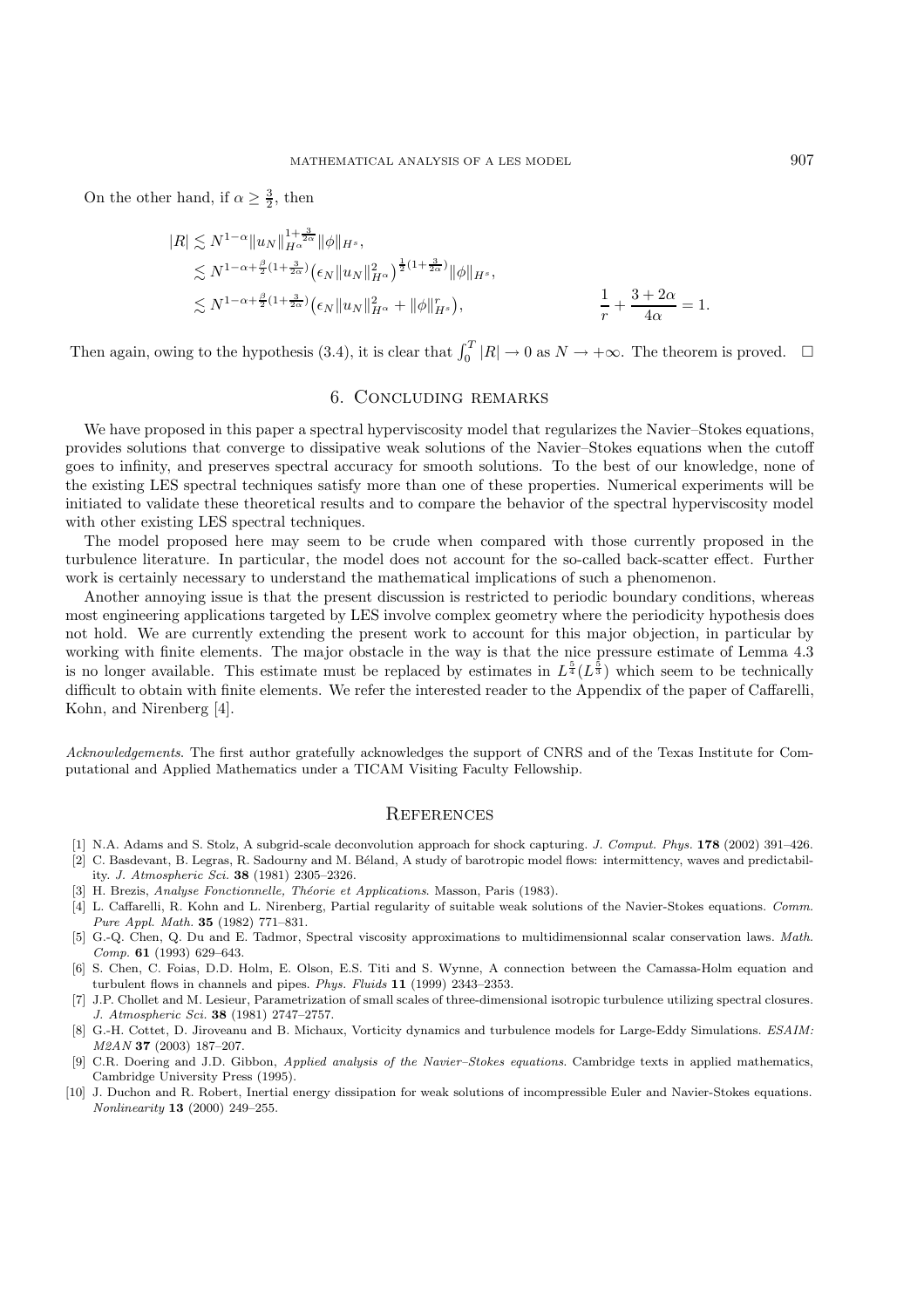On the other hand, if $\alpha \geq \frac{3}{2}$, then

$$
\begin{aligned}
|R| &\lesssim N^{1-\alpha} \|u_N\|_{H^\alpha}^{1+\frac{3}{2\alpha}} \|\phi\|_{H^s}, \\
&\lesssim N^{1-\alpha+\frac{\beta}{2}(1+\frac{3}{2\alpha})} \big(\epsilon_N \|u_N\|_{H^\alpha}^2\big)^{\frac{1}{2}(1+\frac{3}{2\alpha})} \|\phi\|_{H^s}, \\
&\lesssim N^{1-\alpha+\frac{\beta}{2}(1+\frac{3}{2\alpha})} \big(\epsilon_N \|u_N\|_{H^\alpha}^2 + \|\phi\|_{H^s}^r\big), \qquad \frac{1}{r} + \frac{3+2\alpha}{4\alpha} = 1.
\end{aligned}
$$

Then again, owing to the hypothesis (3.4), it is clear that $\int_0^T |R| \to 0$ as $N \to +\infty$. The theorem is proved. $\square$

## 6. Concluding remarks

We have proposed in this paper a spectral hyperviscosity model that regularizes the Navier–Stokes equations, provides solutions that converge to dissipative weak solutions of the Navier–Stokes equations when the cutoff goes to infinity, and preserves spectral accuracy for smooth solutions. To the best of our knowledge, none of the existing LES spectral techniques satisfy more than one of these properties. Numerical experiments will be initiated to validate these theoretical results and to compare the behavior of the spectral hyperviscosity model with other existing LES spectral techniques.

The model proposed here may seem to be crude when compared with those currently proposed in the turbulence literature. In particular, the model does not account for the so-called back-scatter effect. Further work is certainly necessary to understand the mathematical implications of such a phenomenon.

Another annoying issue is that the present discussion is restricted to periodic boundary conditions, whereas most engineering applications targeted by LES involve complex geometry where the periodicity hypothesis does not hold. We are currently extending the present work to account for this major objection, in particular by working with finite elements. The major obstacle in the way is that the nice pressure estimate of Lemma 4.3 is no longer available. This estimate must be replaced by estimates in $L^{\frac{5}{4}}(L^{\frac{5}{3}})$ which seem to be technically difficult to obtain with finite elements. We refer the interested reader to the Appendix of the paper of Caffarelli, Kohn, and Nirenberg [4].

*Acknowledgements*. The first author gratefully acknowledges the support of CNRS and of the Texas Institute for Computational and Applied Mathematics under a TICAM Visiting Faculty Fellowship.

## References

[1] N.A. Adams and S. Stolz, A subgrid-scale deconvolution approach for shock capturing. *J. Comput. Phys.* **178** (2002) 391–426.

[2] C. Basdevant, B. Legras, R. Sadourny and M. Béland, A study of barotropic model flows: intermittency, waves and predictability. *J. Atmospheric Sci.* **38** (1981) 2305–2326.

[3] H. Brezis, *Analyse Fonctionnelle, Théorie et Applications*. Masson, Paris (1983).

[4] L. Caffarelli, R. Kohn and L. Nirenberg, Partial regularity of suitable weak solutions of the Navier-Stokes equations. *Comm. Pure Appl. Math.* **35** (1982) 771–831.

[5] G.-Q. Chen, Q. Du and E. Tadmor, Spectral viscosity approximations to multidimensionnal scalar conservation laws. *Math. Comp.* **61** (1993) 629–643.

[6] S. Chen, C. Foias, D.D. Holm, E. Olson, E.S. Titi and S. Wynne, A connection between the Camassa-Holm equation and turbulent flows in channels and pipes. *Phys. Fluids* **11** (1999) 2343–2353.

[7] J.P. Chollet and M. Lesieur, Parametrization of small scales of three-dimensional isotropic turbulence utilizing spectral closures. *J. Atmospheric Sci.* **38** (1981) 2747–2757.

[8] G.-H. Cottet, D. Jiroveanu and B. Michaux, Vorticity dynamics and turbulence models for Large-Eddy Simulations. *ESAIM: M2AN* **37** (2003) 187–207.

[9] C.R. Doering and J.D. Gibbon, *Applied analysis of the Navier–Stokes equations*. Cambridge texts in applied mathematics, Cambridge University Press (1995).

[10] J. Duchon and R. Robert, Inertial energy dissipation for weak solutions of incompressible Euler and Navier-Stokes equations. *Nonlinearity* **13** (2000) 249–255.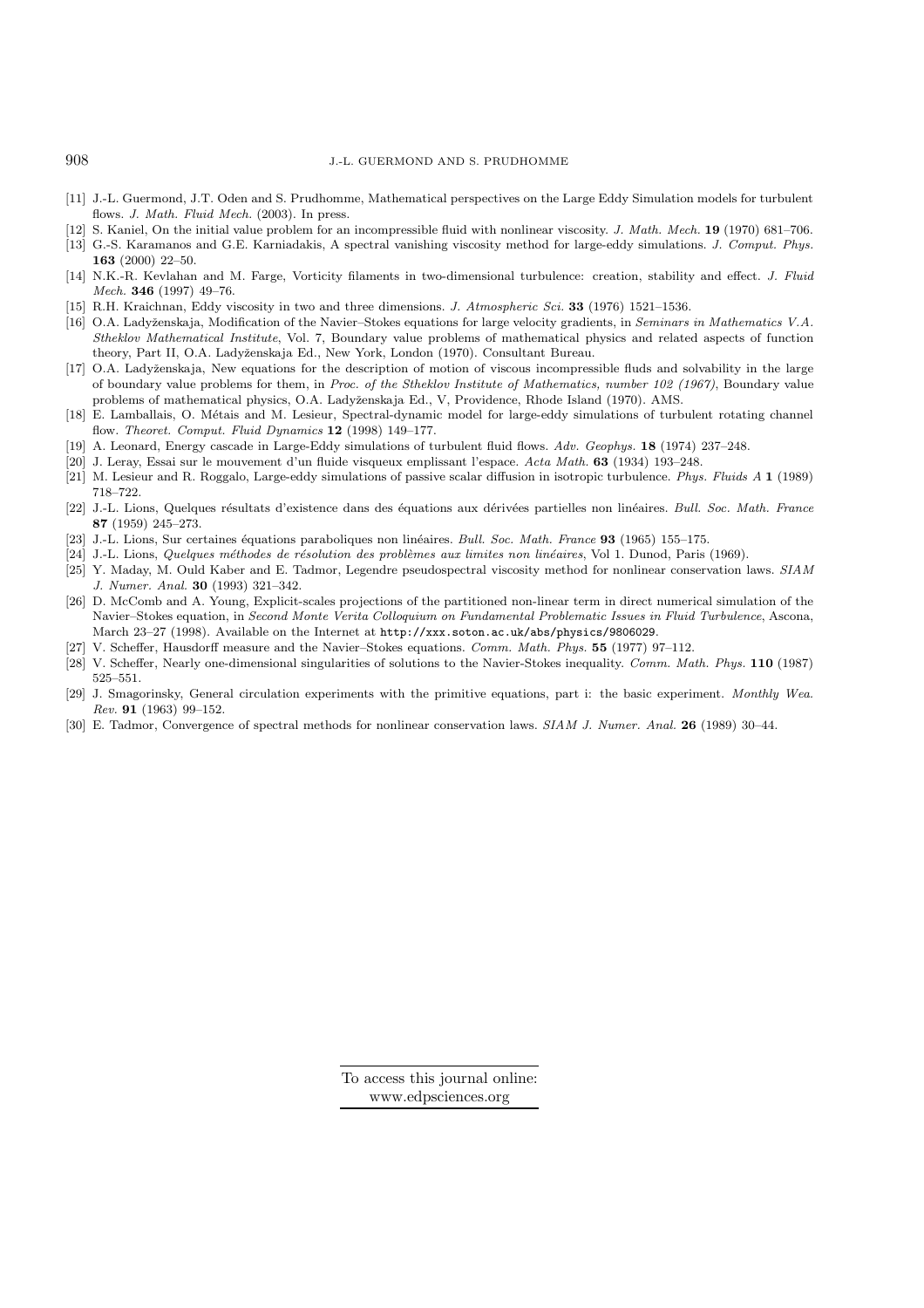[11] J.-L. Guermond, J.T. Oden and S. Prudhomme, Mathematical perspectives on the Large Eddy Simulation models for turbulent flows. *J. Math. Fluid Mech.* (2003). In press.

[12] S. Kaniel, On the initial value problem for an incompressible fluid with nonlinear viscosity. *J. Math. Mech.* **19** (1970) 681–706.

[13] G.-S. Karamanos and G.E. Karniadakis, A spectral vanishing viscosity method for large-eddy simulations. *J. Comput. Phys.* **163** (2000) 22–50.

[14] N.K.-R. Kevlahan and M. Farge, Vorticity filaments in two-dimensional turbulence: creation, stability and effect. *J. Fluid Mech.* **346** (1997) 49–76.

[15] R.H. Kraichnan, Eddy viscosity in two and three dimensions. *J. Atmospheric Sci.* **33** (1976) 1521–1536.

[16] O.A. Ladyženskaja, Modification of the Navier–Stokes equations for large velocity gradients, in *Seminars in Mathematics V.A. Stheklov Mathematical Institute*, Vol. 7, Boundary value problems of mathematical physics and related aspects of function theory, Part II, O.A. Ladyženskaja Ed., New York, London (1970). Consultant Bureau.

[17] O.A. Ladyženskaja, New equations for the description of motion of viscous incompressible fluds and solvability in the large of boundary value problems for them, in *Proc. of the Stheklov Institute of Mathematics, number 102 (1967)*, Boundary value problems of mathematical physics, O.A. Ladyženskaja Ed., V, Providence, Rhode Island (1970). AMS.

[18] E. Lamballais, O. Métais and M. Lesieur, Spectral-dynamic model for large-eddy simulations of turbulent rotating channel flow. *Theoret. Comput. Fluid Dynamics* **12** (1998) 149–177.

[19] A. Leonard, Energy cascade in Large-Eddy simulations of turbulent fluid flows. *Adv. Geophys.* **18** (1974) 237–248.

[20] J. Leray, Essai sur le mouvement d'un fluide visqueux emplissant l'espace. *Acta Math.* **63** (1934) 193–248.

[21] M. Lesieur and R. Roggalo, Large-eddy simulations of passive scalar diffusion in isotropic turbulence. *Phys. Fluids A* **1** (1989) 718–722.

[22] J.-L. Lions, Quelques résultats d'existence dans des équations aux dérivées partielles non linéaires. *Bull. Soc. Math. France* **87** (1959) 245–273.

[23] J.-L. Lions, Sur certaines équations paraboliques non linéaires. *Bull. Soc. Math. France* **93** (1965) 155–175.

[24] J.-L. Lions, *Quelques méthodes de résolution des problèmes aux limites non linéaires*, Vol 1. Dunod, Paris (1969).

[25] Y. Maday, M. Ould Kaber and E. Tadmor, Legendre pseudospectral viscosity method for nonlinear conservation laws. *SIAM J. Numer. Anal.* **30** (1993) 321–342.

[26] D. McComb and A. Young, Explicit-scales projections of the partitioned non-linear term in direct numerical simulation of the Navier–Stokes equation, in *Second Monte Verita Colloquium on Fundamental Problematic Issues in Fluid Turbulence*, Ascona, March 23–27 (1998). Available on the Internet at http://xxx.soton.ac.uk/abs/physics/9806029.

[27] V. Scheffer, Hausdorff measure and the Navier–Stokes equations. *Comm. Math. Phys.* **55** (1977) 97–112.

[28] V. Scheffer, Nearly one-dimensional singularities of solutions to the Navier-Stokes inequality. *Comm. Math. Phys.* **110** (1987) 525–551.

[29] J. Smagorinsky, General circulation experiments with the primitive equations, part i: the basic experiment. *Monthly Wea. Rev.* **91** (1963) 99–152.

[30] E. Tadmor, Convergence of spectral methods for nonlinear conservation laws. *SIAM J. Numer. Anal.* **26** (1989) 30–44.

To access this journal online:
www.edpsciences.org